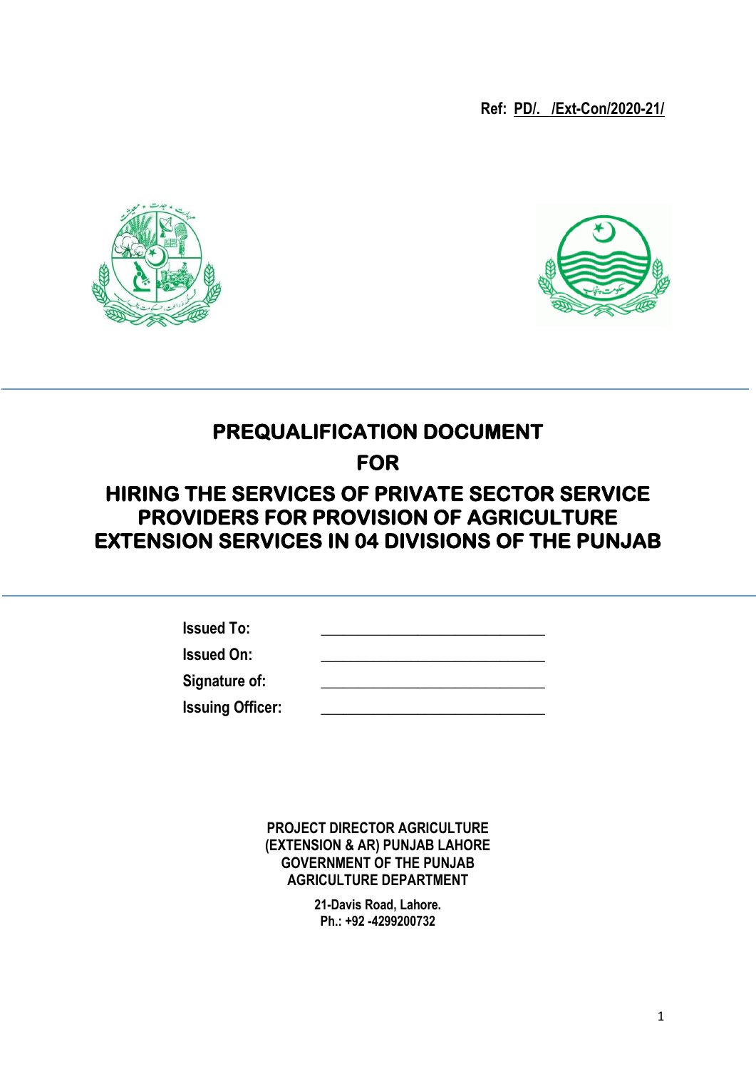Ref: PD/. /Ext-Con/2020-21/

# PREQUALIFICATION DOCUMENT

# FOR

# HIRING THE SERVICES OF PRIVATE SECTOR SERVICE PROVIDERS FOR PROVISION OF AGRICULTURE EXTENSION SERVICES IN 04 DIVISIONS OF THE PUNJAB

**Issued To:** ______________________________

**Issued On:** ______________________________

**Signature of:** ______________________________

**Issuing Officer:** ______________________________

**PROJECT DIRECTOR AGRICULTURE (EXTENSION & AR) PUNJAB LAHORE**
**GOVERNMENT OF THE PUNJAB**
**AGRICULTURE DEPARTMENT**

**21-Davis Road, Lahore.**
**Ph.: +92 -4299200732**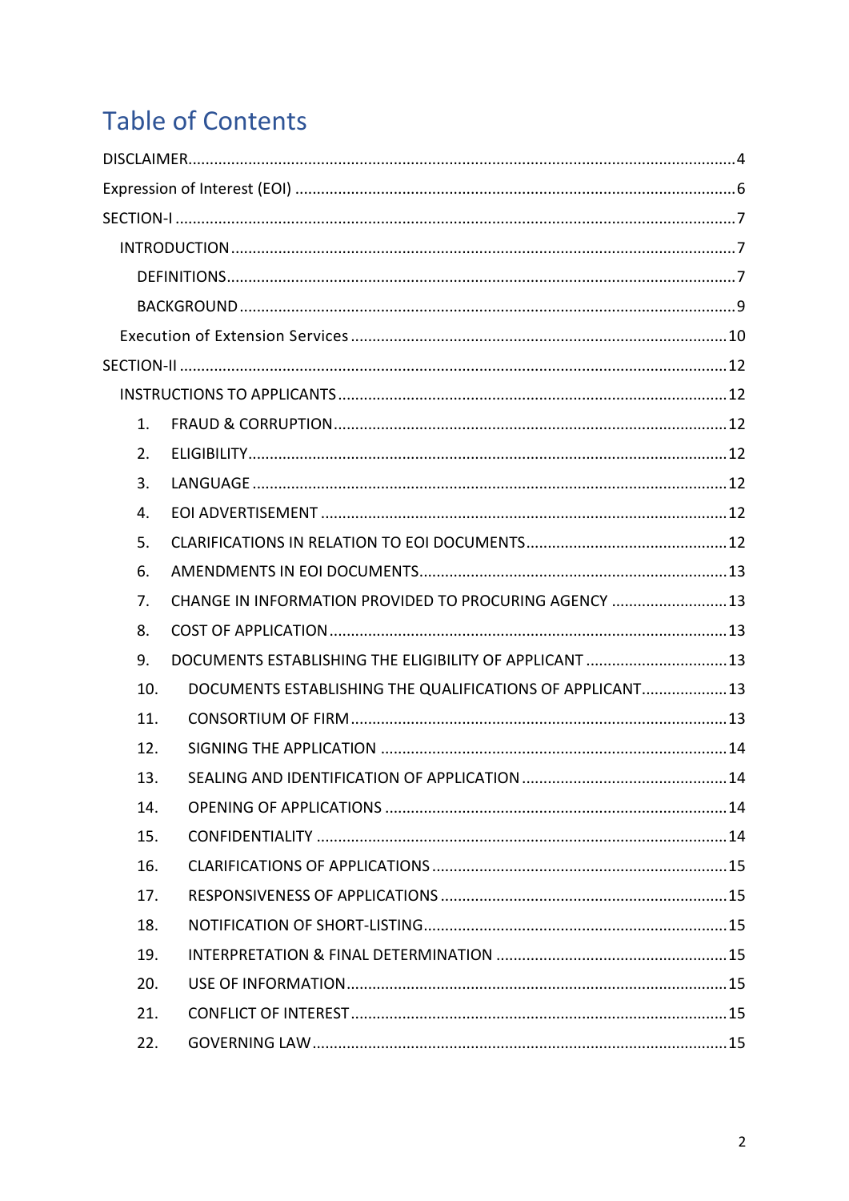# Table of Contents

DISCLAIMER .......... 4

Expression of Interest (EOI) .......... 6

SECTION-I .......... 7

- INTRODUCTION .......... 7
  - DEFINITIONS .......... 7
  - BACKGROUND .......... 9
- Execution of Extension Services .......... 10

SECTION-II .......... 12

- INSTRUCTIONS TO APPLICANTS .......... 12
  1. FRAUD & CORRUPTION .......... 12
  2. ELIGIBILITY .......... 12
  3. LANGUAGE .......... 12
  4. EOI ADVERTISEMENT .......... 12
  5. CLARIFICATIONS IN RELATION TO EOI DOCUMENTS .......... 12
  6. AMENDMENTS IN EOI DOCUMENTS .......... 13
  7. CHANGE IN INFORMATION PROVIDED TO PROCURING AGENCY .......... 13
  8. COST OF APPLICATION .......... 13
  9. DOCUMENTS ESTABLISHING THE ELIGIBILITY OF APPLICANT .......... 13
  10. DOCUMENTS ESTABLISHING THE QUALIFICATIONS OF APPLICANT .......... 13
  11. CONSORTIUM OF FIRM .......... 13
  12. SIGNING THE APPLICATION .......... 14
  13. SEALING AND IDENTIFICATION OF APPLICATION .......... 14
  14. OPENING OF APPLICATIONS .......... 14
  15. CONFIDENTIALITY .......... 14
  16. CLARIFICATIONS OF APPLICATIONS .......... 15
  17. RESPONSIVENESS OF APPLICATIONS .......... 15
  18. NOTIFICATION OF SHORT-LISTING .......... 15
  19. INTERPRETATION & FINAL DETERMINATION .......... 15
  20. USE OF INFORMATION .......... 15
  21. CONFLICT OF INTEREST .......... 15
  22. GOVERNING LAW .......... 15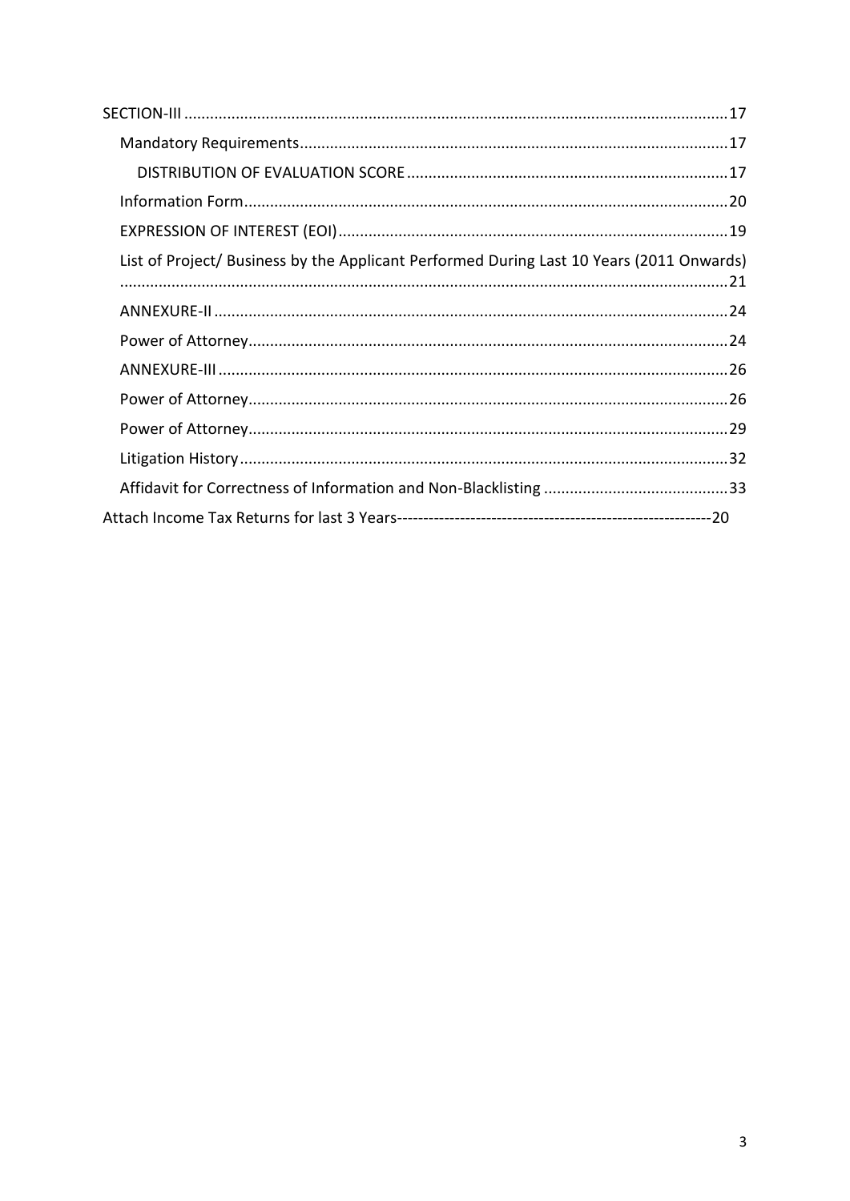SECTION-III .......... 17

- Mandatory Requirements .......... 17
  - DISTRIBUTION OF EVALUATION SCORE .......... 17
- Information Form .......... 20
- EXPRESSION OF INTEREST (EOI) .......... 19
- List of Project/ Business by the Applicant Performed During Last 10 Years (2011 Onwards) .......... 21
- ANNEXURE-II .......... 24
- Power of Attorney .......... 24
- ANNEXURE-III .......... 26
- Power of Attorney .......... 26
- Power of Attorney .......... 29
- Litigation History .......... 32
- Affidavit for Correctness of Information and Non-Blacklisting .......... 33

Attach Income Tax Returns for last 3 Years---------------------------------------------------------20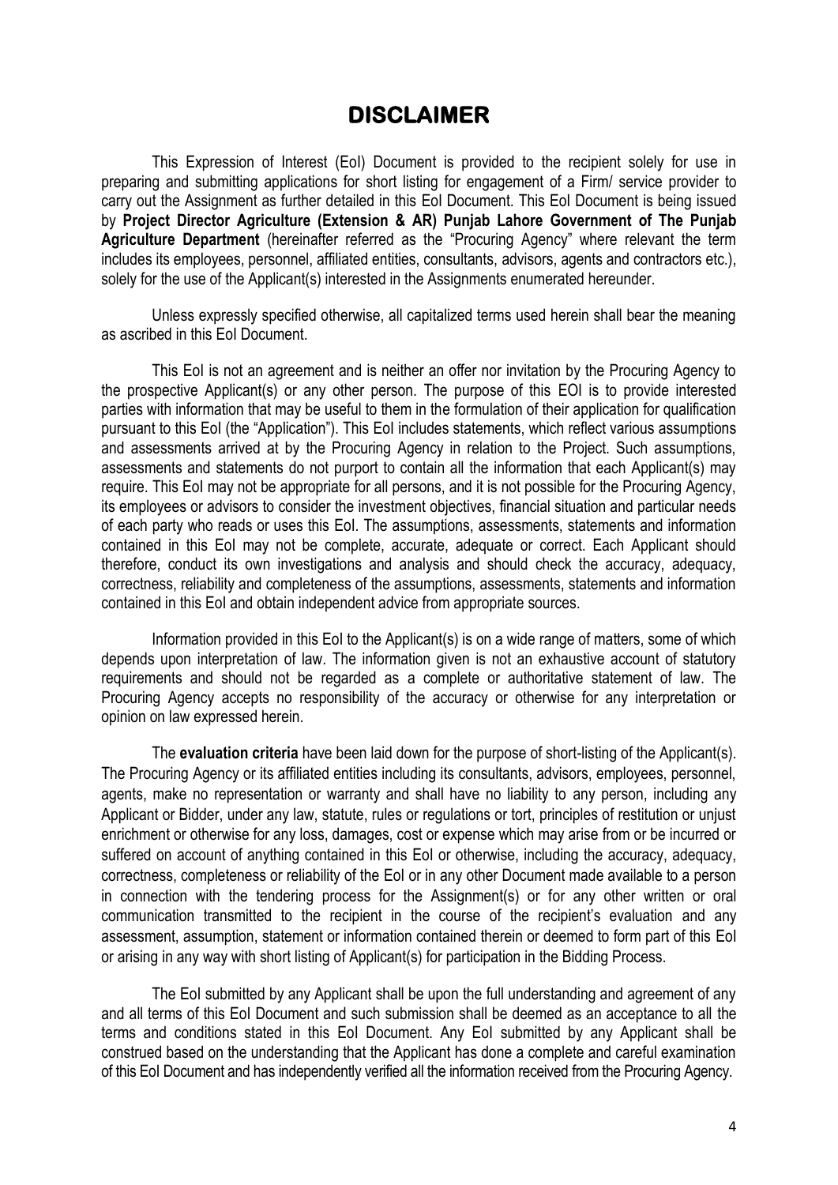# DISCLAIMER

This Expression of Interest (EoI) Document is provided to the recipient solely for use in preparing and submitting applications for short listing for engagement of a Firm/ service provider to carry out the Assignment as further detailed in this EoI Document. This EoI Document is being issued by **Project Director Agriculture (Extension & AR) Punjab Lahore Government of The Punjab Agriculture Department** (hereinafter referred as the "Procuring Agency" where relevant the term includes its employees, personnel, affiliated entities, consultants, advisors, agents and contractors etc.), solely for the use of the Applicant(s) interested in the Assignments enumerated hereunder.

Unless expressly specified otherwise, all capitalized terms used herein shall bear the meaning as ascribed in this EoI Document.

This EoI is not an agreement and is neither an offer nor invitation by the Procuring Agency to the prospective Applicant(s) or any other person. The purpose of this EOI is to provide interested parties with information that may be useful to them in the formulation of their application for qualification pursuant to this EoI (the "Application"). This EoI includes statements, which reflect various assumptions and assessments arrived at by the Procuring Agency in relation to the Project. Such assumptions, assessments and statements do not purport to contain all the information that each Applicant(s) may require. This EoI may not be appropriate for all persons, and it is not possible for the Procuring Agency, its employees or advisors to consider the investment objectives, financial situation and particular needs of each party who reads or uses this EoI. The assumptions, assessments, statements and information contained in this EoI may not be complete, accurate, adequate or correct. Each Applicant should therefore, conduct its own investigations and analysis and should check the accuracy, adequacy, correctness, reliability and completeness of the assumptions, assessments, statements and information contained in this EoI and obtain independent advice from appropriate sources.

Information provided in this EoI to the Applicant(s) is on a wide range of matters, some of which depends upon interpretation of law. The information given is not an exhaustive account of statutory requirements and should not be regarded as a complete or authoritative statement of law. The Procuring Agency accepts no responsibility of the accuracy or otherwise for any interpretation or opinion on law expressed herein.

The **evaluation criteria** have been laid down for the purpose of short-listing of the Applicant(s). The Procuring Agency or its affiliated entities including its consultants, advisors, employees, personnel, agents, make no representation or warranty and shall have no liability to any person, including any Applicant or Bidder, under any law, statute, rules or regulations or tort, principles of restitution or unjust enrichment or otherwise for any loss, damages, cost or expense which may arise from or be incurred or suffered on account of anything contained in this EoI or otherwise, including the accuracy, adequacy, correctness, completeness or reliability of the EoI or in any other Document made available to a person in connection with the tendering process for the Assignment(s) or for any other written or oral communication transmitted to the recipient in the course of the recipient's evaluation and any assessment, assumption, statement or information contained therein or deemed to form part of this EoI or arising in any way with short listing of Applicant(s) for participation in the Bidding Process.

The EoI submitted by any Applicant shall be upon the full understanding and agreement of any and all terms of this EoI Document and such submission shall be deemed as an acceptance to all the terms and conditions stated in this EoI Document. Any EoI submitted by any Applicant shall be construed based on the understanding that the Applicant has done a complete and careful examination of this EoI Document and has independently verified all the information received from the Procuring Agency.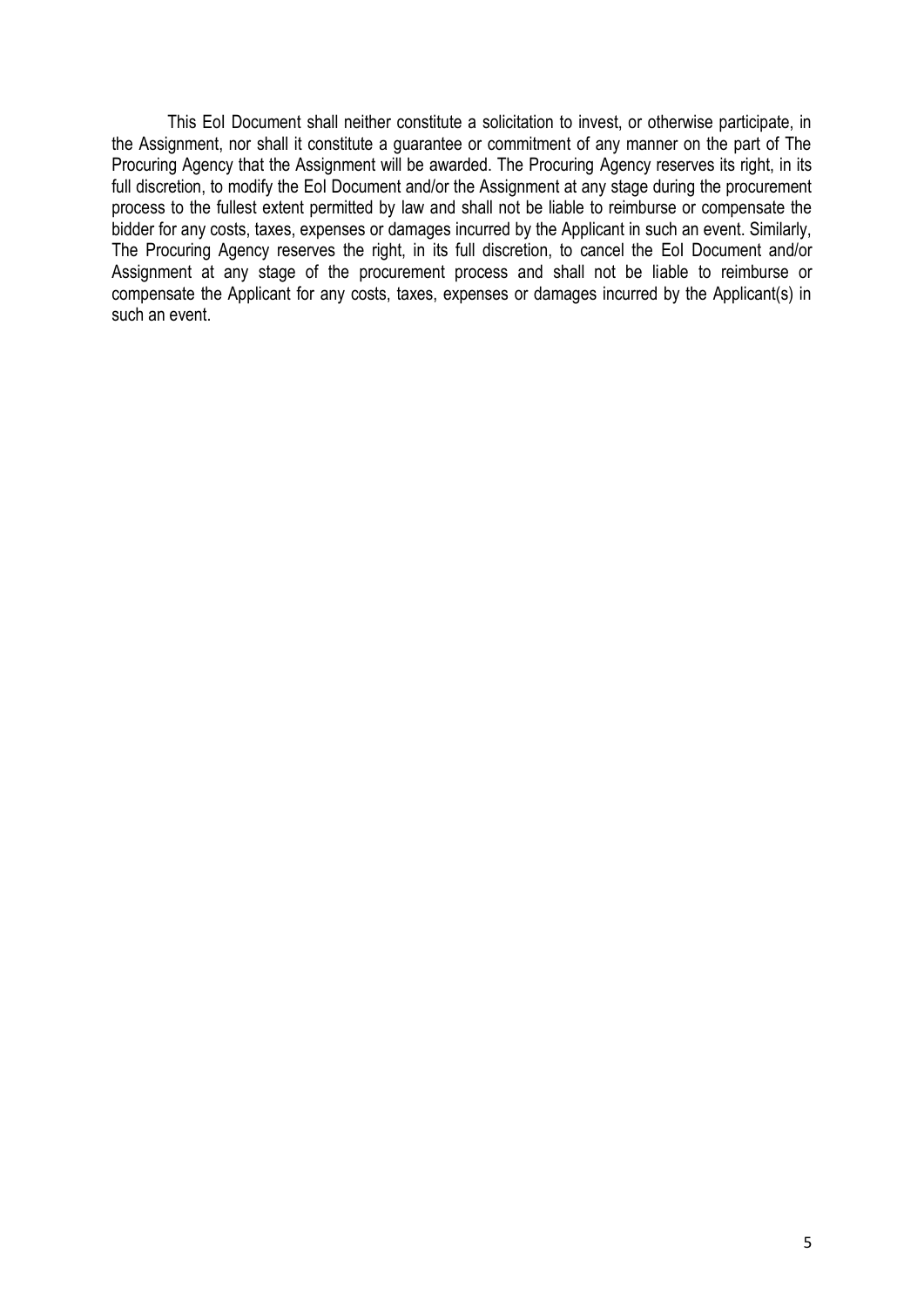This EoI Document shall neither constitute a solicitation to invest, or otherwise participate, in the Assignment, nor shall it constitute a guarantee or commitment of any manner on the part of The Procuring Agency that the Assignment will be awarded. The Procuring Agency reserves its right, in its full discretion, to modify the EoI Document and/or the Assignment at any stage during the procurement process to the fullest extent permitted by law and shall not be liable to reimburse or compensate the bidder for any costs, taxes, expenses or damages incurred by the Applicant in such an event. Similarly, The Procuring Agency reserves the right, in its full discretion, to cancel the EoI Document and/or Assignment at any stage of the procurement process and shall not be liable to reimburse or compensate the Applicant for any costs, taxes, expenses or damages incurred by the Applicant(s) in such an event.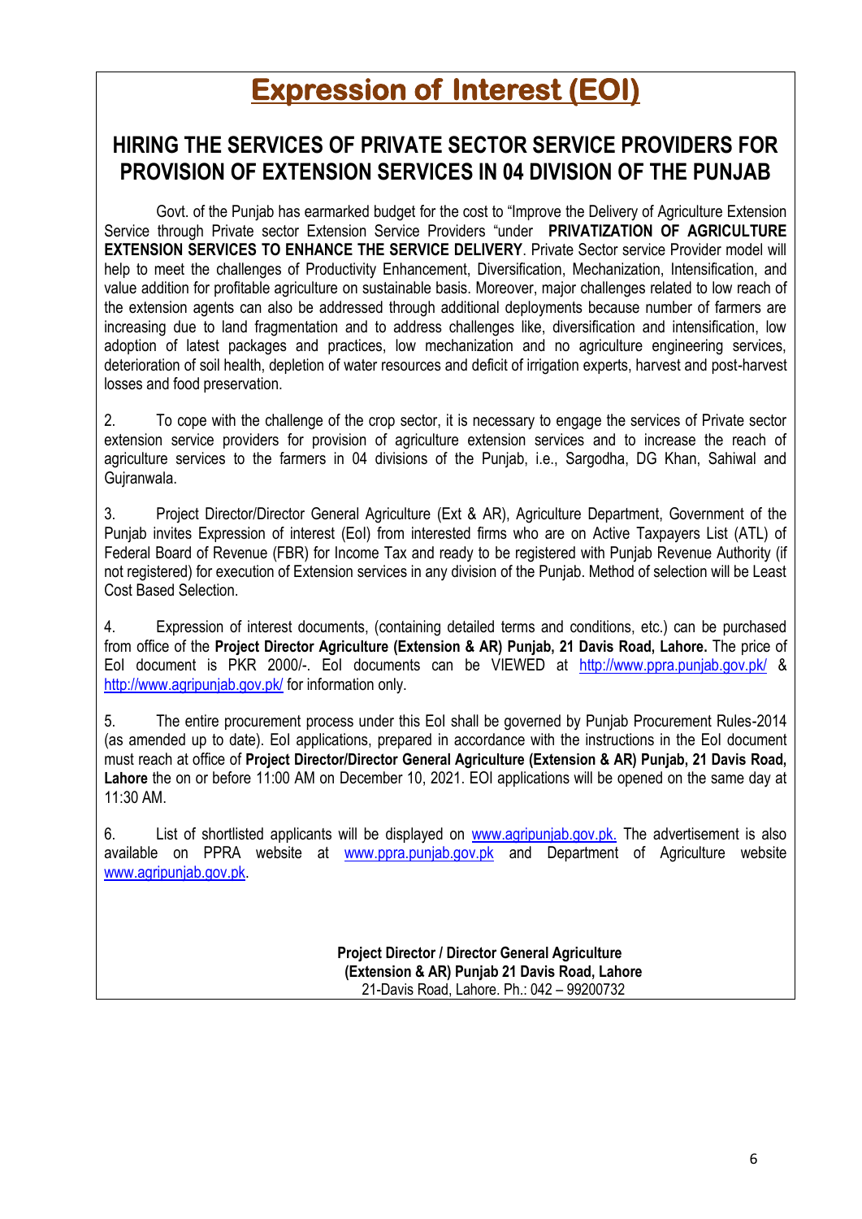# Expression of Interest (EOI)

## HIRING THE SERVICES OF PRIVATE SECTOR SERVICE PROVIDERS FOR PROVISION OF EXTENSION SERVICES IN 04 DIVISION OF THE PUNJAB

Govt. of the Punjab has earmarked budget for the cost to "Improve the Delivery of Agriculture Extension Service through Private sector Extension Service Providers "under **PRIVATIZATION OF AGRICULTURE EXTENSION SERVICES TO ENHANCE THE SERVICE DELIVERY**. Private Sector service Provider model will help to meet the challenges of Productivity Enhancement, Diversification, Mechanization, Intensification, and value addition for profitable agriculture on sustainable basis. Moreover, major challenges related to low reach of the extension agents can also be addressed through additional deployments because number of farmers are increasing due to land fragmentation and to address challenges like, diversification and intensification, low adoption of latest packages and practices, low mechanization and no agriculture engineering services, deterioration of soil health, depletion of water resources and deficit of irrigation experts, harvest and post-harvest losses and food preservation.

2. To cope with the challenge of the crop sector, it is necessary to engage the services of Private sector extension service providers for provision of agriculture extension services and to increase the reach of agriculture services to the farmers in 04 divisions of the Punjab, i.e., Sargodha, DG Khan, Sahiwal and Gujranwala.

3. Project Director/Director General Agriculture (Ext & AR), Agriculture Department, Government of the Punjab invites Expression of interest (EoI) from interested firms who are on Active Taxpayers List (ATL) of Federal Board of Revenue (FBR) for Income Tax and ready to be registered with Punjab Revenue Authority (if not registered) for execution of Extension services in any division of the Punjab. Method of selection will be Least Cost Based Selection.

4. Expression of interest documents, (containing detailed terms and conditions, etc.) can be purchased from office of the **Project Director Agriculture (Extension & AR) Punjab, 21 Davis Road, Lahore.** The price of EoI document is PKR 2000/-. EoI documents can be VIEWED at http://www.ppra.punjab.gov.pk/ & http://www.agripunjab.gov.pk/ for information only.

5. The entire procurement process under this EoI shall be governed by Punjab Procurement Rules-2014 (as amended up to date). EoI applications, prepared in accordance with the instructions in the EoI document must reach at office of **Project Director/Director General Agriculture (Extension & AR) Punjab, 21 Davis Road, Lahore** the on or before 11:00 AM on December 10, 2021. EOI applications will be opened on the same day at 11:30 AM.

6. List of shortlisted applicants will be displayed on www.agripunjab.gov.pk. The advertisement is also available on PPRA website at www.ppra.punjab.gov.pk and Department of Agriculture website www.agripunjab.gov.pk.

**Project Director / Director General Agriculture**
**(Extension & AR) Punjab 21 Davis Road, Lahore**
21-Davis Road, Lahore. Ph.: 042 – 99200732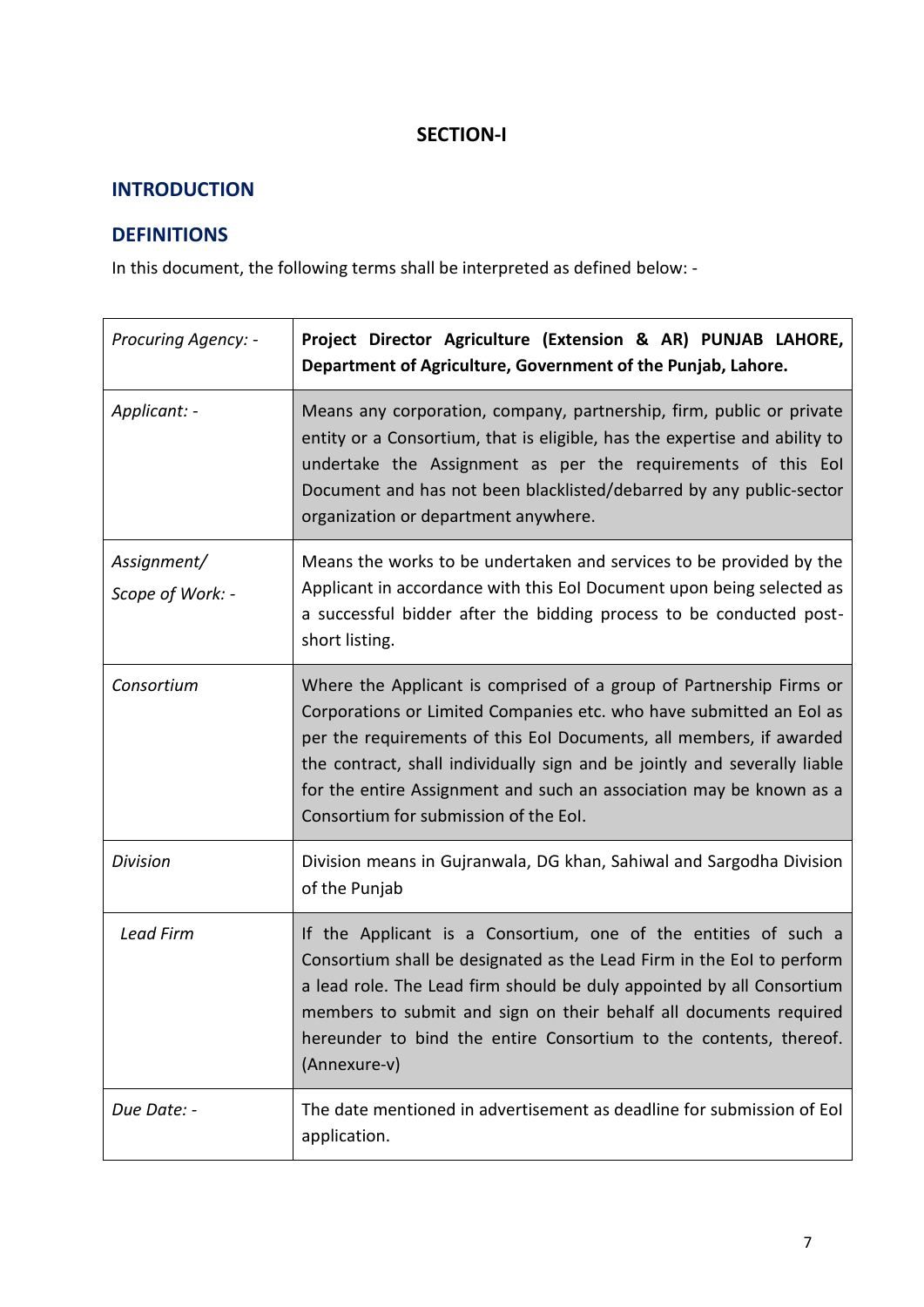## SECTION-I

## INTRODUCTION

## DEFINITIONS

In this document, the following terms shall be interpreted as defined below: -

| | |
|---|---|
| *Procuring Agency: -* | **Project Director Agriculture (Extension & AR) PUNJAB LAHORE, Department of Agriculture, Government of the Punjab, Lahore.** |
| *Applicant: -* | Means any corporation, company, partnership, firm, public or private entity or a Consortium, that is eligible, has the expertise and ability to undertake the Assignment as per the requirements of this EoI Document and has not been blacklisted/debarred by any public-sector organization or department anywhere. |
| *Assignment/ Scope of Work: -* | Means the works to be undertaken and services to be provided by the Applicant in accordance with this EoI Document upon being selected as a successful bidder after the bidding process to be conducted post-short listing. |
| *Consortium* | Where the Applicant is comprised of a group of Partnership Firms or Corporations or Limited Companies etc. who have submitted an EoI as per the requirements of this EoI Documents, all members, if awarded the contract, shall individually sign and be jointly and severally liable for the entire Assignment and such an association may be known as a Consortium for submission of the EoI. |
| *Division* | Division means in Gujranwala, DG khan, Sahiwal and Sargodha Division of the Punjab |
| *Lead Firm* | If the Applicant is a Consortium, one of the entities of such a Consortium shall be designated as the Lead Firm in the EoI to perform a lead role. The Lead firm should be duly appointed by all Consortium members to submit and sign on their behalf all documents required hereunder to bind the entire Consortium to the contents, thereof. (Annexure-v) |
| *Due Date: -* | The date mentioned in advertisement as deadline for submission of EoI application. |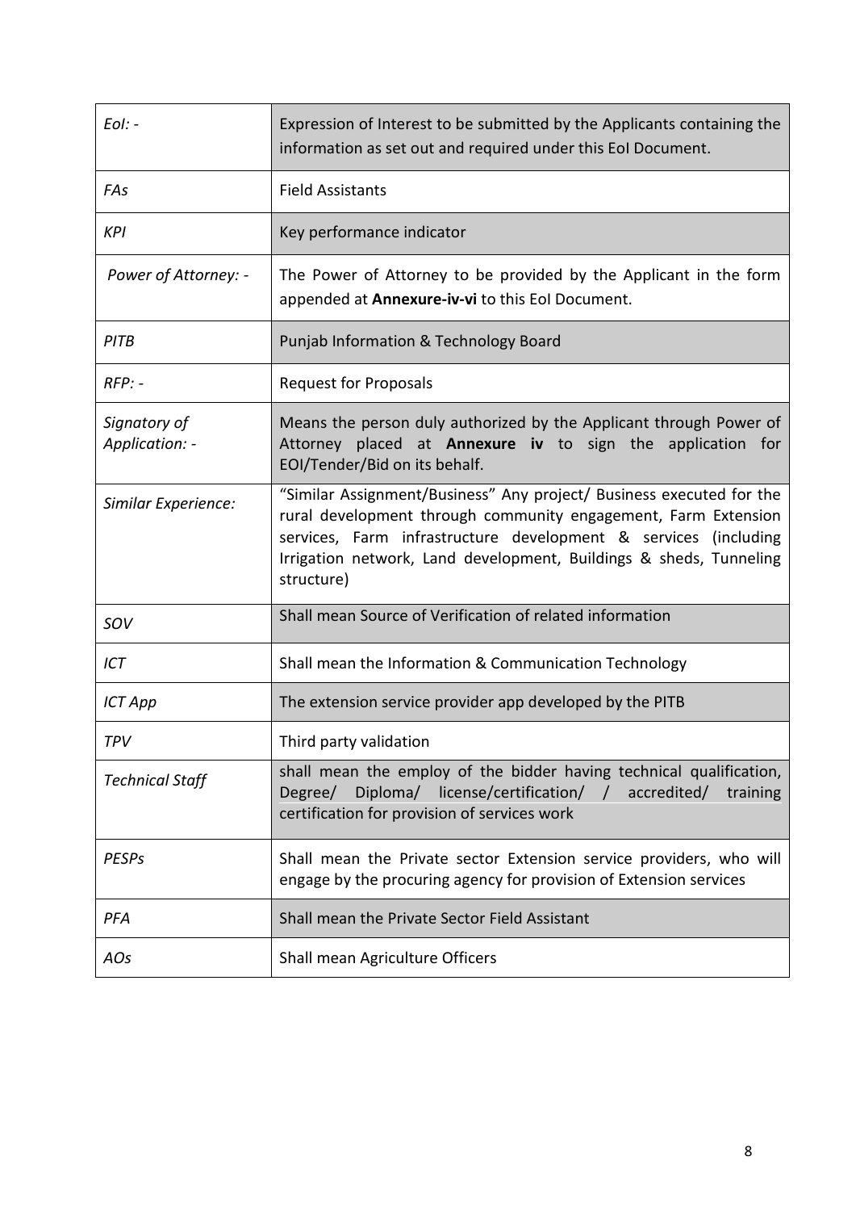| | |
|---|---|
| *EoI: -* | Expression of Interest to be submitted by the Applicants containing the information as set out and required under this EoI Document. |
| *FAs* | Field Assistants |
| *KPI* | Key performance indicator |
| *Power of Attorney: -* | The Power of Attorney to be provided by the Applicant in the form appended at **Annexure-iv-vi** to this EoI Document. |
| *PITB* | Punjab Information & Technology Board |
| *RFP: -* | Request for Proposals |
| *Signatory of Application: -* | Means the person duly authorized by the Applicant through Power of Attorney placed at **Annexure iv** to sign the application for EOI/Tender/Bid on its behalf. |
| *Similar Experience:* | "Similar Assignment/Business" Any project/ Business executed for the rural development through community engagement, Farm Extension services, Farm infrastructure development & services (including Irrigation network, Land development, Buildings & sheds, Tunneling structure) |
| *SOV* | Shall mean Source of Verification of related information |
| *ICT* | Shall mean the Information & Communication Technology |
| *ICT App* | The extension service provider app developed by the PITB |
| *TPV* | Third party validation |
| *Technical Staff* | shall mean the employ of the bidder having technical qualification, Degree/ Diploma/ license/certification/ / accredited/ training certification for provision of services work |
| *PESPs* | Shall mean the Private sector Extension service providers, who will engage by the procuring agency for provision of Extension services |
| *PFA* | Shall mean the Private Sector Field Assistant |
| *AOs* | Shall mean Agriculture Officers |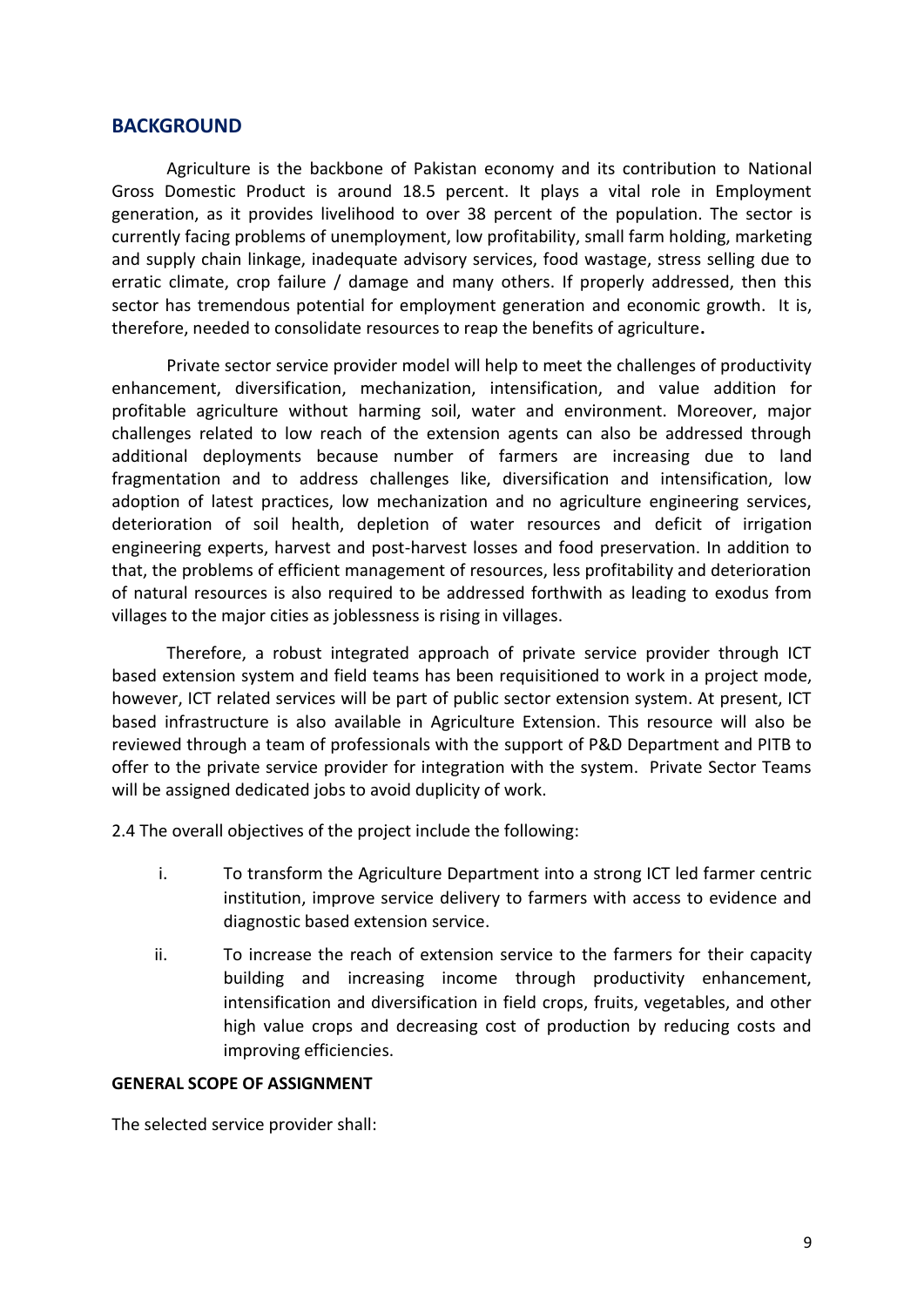## BACKGROUND

Agriculture is the backbone of Pakistan economy and its contribution to National Gross Domestic Product is around 18.5 percent. It plays a vital role in Employment generation, as it provides livelihood to over 38 percent of the population. The sector is currently facing problems of unemployment, low profitability, small farm holding, marketing and supply chain linkage, inadequate advisory services, food wastage, stress selling due to erratic climate, crop failure / damage and many others. If properly addressed, then this sector has tremendous potential for employment generation and economic growth. It is, therefore, needed to consolidate resources to reap the benefits of agriculture**.**

Private sector service provider model will help to meet the challenges of productivity enhancement, diversification, mechanization, intensification, and value addition for profitable agriculture without harming soil, water and environment. Moreover, major challenges related to low reach of the extension agents can also be addressed through additional deployments because number of farmers are increasing due to land fragmentation and to address challenges like, diversification and intensification, low adoption of latest practices, low mechanization and no agriculture engineering services, deterioration of soil health, depletion of water resources and deficit of irrigation engineering experts, harvest and post-harvest losses and food preservation. In addition to that, the problems of efficient management of resources, less profitability and deterioration of natural resources is also required to be addressed forthwith as leading to exodus from villages to the major cities as joblessness is rising in villages.

Therefore, a robust integrated approach of private service provider through ICT based extension system and field teams has been requisitioned to work in a project mode, however, ICT related services will be part of public sector extension system. At present, ICT based infrastructure is also available in Agriculture Extension. This resource will also be reviewed through a team of professionals with the support of P&D Department and PITB to offer to the private service provider for integration with the system. Private Sector Teams will be assigned dedicated jobs to avoid duplicity of work.

2.4 The overall objectives of the project include the following:

i. To transform the Agriculture Department into a strong ICT led farmer centric institution, improve service delivery to farmers with access to evidence and diagnostic based extension service.

ii. To increase the reach of extension service to the farmers for their capacity building and increasing income through productivity enhancement, intensification and diversification in field crops, fruits, vegetables, and other high value crops and decreasing cost of production by reducing costs and improving efficiencies.

**GENERAL SCOPE OF ASSIGNMENT**

The selected service provider shall: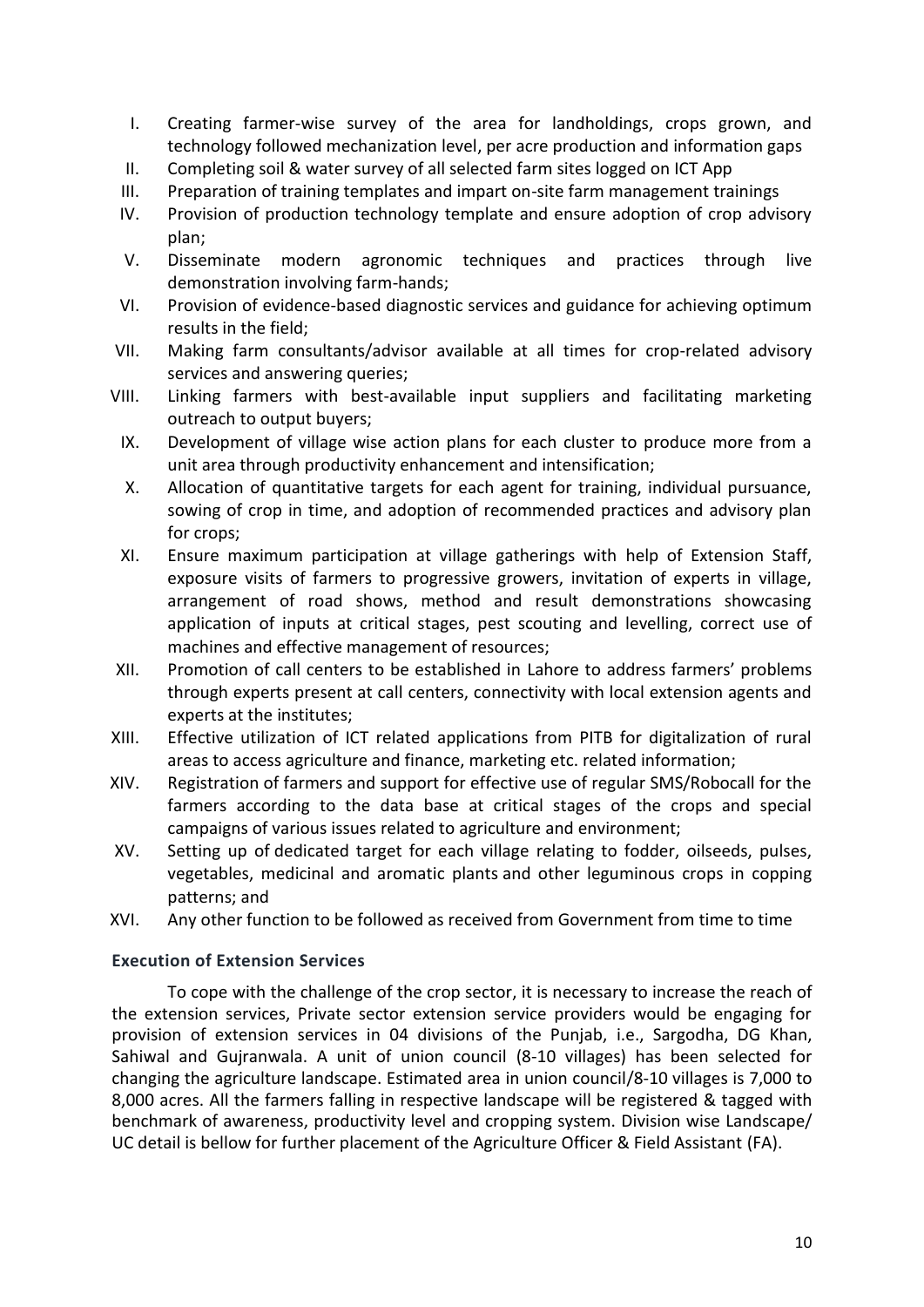I. Creating farmer-wise survey of the area for landholdings, crops grown, and technology followed mechanization level, per acre production and information gaps
II. Completing soil & water survey of all selected farm sites logged on ICT App
III. Preparation of training templates and impart on-site farm management trainings
IV. Provision of production technology template and ensure adoption of crop advisory plan;
V. Disseminate modern agronomic techniques and practices through live demonstration involving farm-hands;
VI. Provision of evidence-based diagnostic services and guidance for achieving optimum results in the field;
VII. Making farm consultants/advisor available at all times for crop-related advisory services and answering queries;
VIII. Linking farmers with best-available input suppliers and facilitating marketing outreach to output buyers;
IX. Development of village wise action plans for each cluster to produce more from a unit area through productivity enhancement and intensification;
X. Allocation of quantitative targets for each agent for training, individual pursuance, sowing of crop in time, and adoption of recommended practices and advisory plan for crops;
XI. Ensure maximum participation at village gatherings with help of Extension Staff, exposure visits of farmers to progressive growers, invitation of experts in village, arrangement of road shows, method and result demonstrations showcasing application of inputs at critical stages, pest scouting and levelling, correct use of machines and effective management of resources;
XII. Promotion of call centers to be established in Lahore to address farmers' problems through experts present at call centers, connectivity with local extension agents and experts at the institutes;
XIII. Effective utilization of ICT related applications from PITB for digitalization of rural areas to access agriculture and finance, marketing etc. related information;
XIV. Registration of farmers and support for effective use of regular SMS/Robocall for the farmers according to the data base at critical stages of the crops and special campaigns of various issues related to agriculture and environment;
XV. Setting up of dedicated target for each village relating to fodder, oilseeds, pulses, vegetables, medicinal and aromatic plants and other leguminous crops in copping patterns; and
XVI. Any other function to be followed as received from Government from time to time

### Execution of Extension Services

To cope with the challenge of the crop sector, it is necessary to increase the reach of the extension services, Private sector extension service providers would be engaging for provision of extension services in 04 divisions of the Punjab, i.e., Sargodha, DG Khan, Sahiwal and Gujranwala. A unit of union council (8-10 villages) has been selected for changing the agriculture landscape. Estimated area in union council/8-10 villages is 7,000 to 8,000 acres. All the farmers falling in respective landscape will be registered & tagged with benchmark of awareness, productivity level and cropping system. Division wise Landscape/ UC detail is bellow for further placement of the Agriculture Officer & Field Assistant (FA).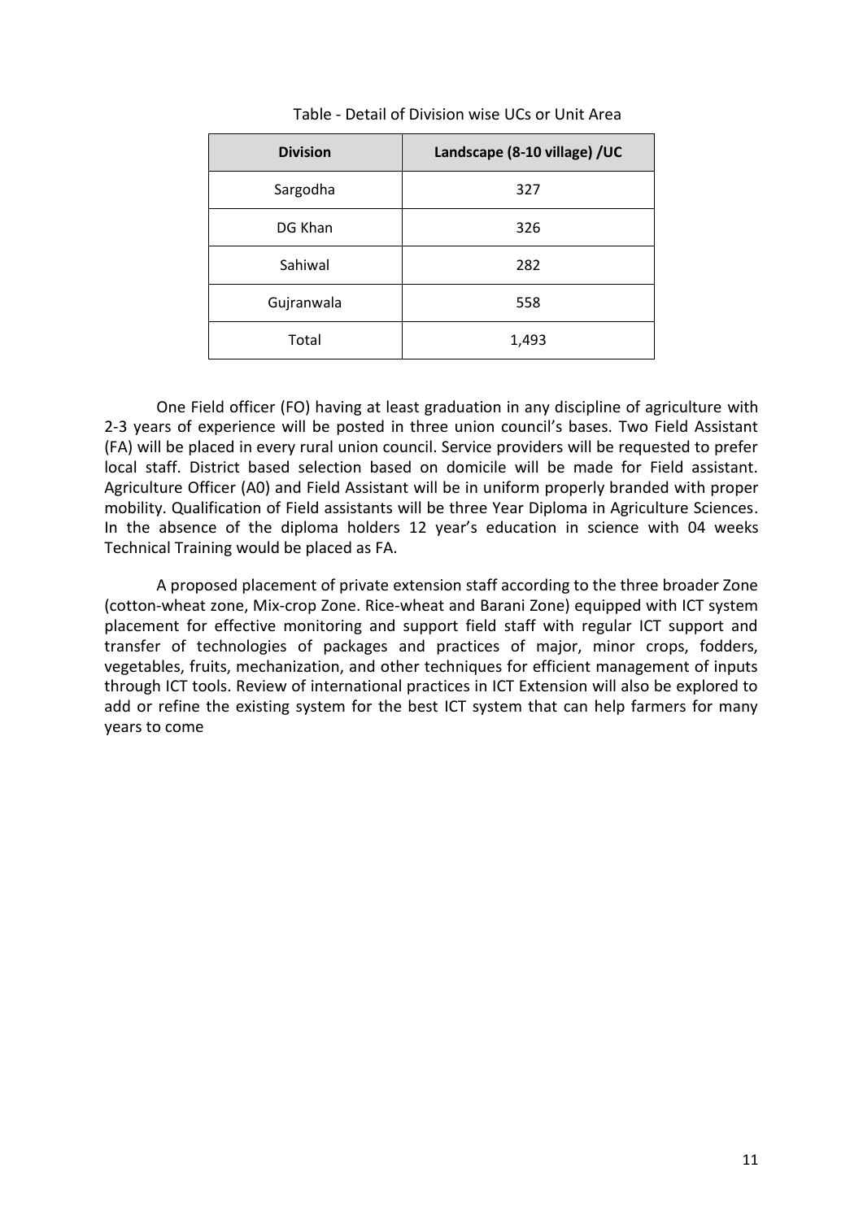Table - Detail of Division wise UCs or Unit Area

| Division | Landscape (8-10 village) /UC |
|---|---|
| Sargodha | 327 |
| DG Khan | 326 |
| Sahiwal | 282 |
| Gujranwala | 558 |
| Total | 1,493 |

One Field officer (FO) having at least graduation in any discipline of agriculture with 2-3 years of experience will be posted in three union council's bases. Two Field Assistant (FA) will be placed in every rural union council. Service providers will be requested to prefer local staff. District based selection based on domicile will be made for Field assistant. Agriculture Officer (A0) and Field Assistant will be in uniform properly branded with proper mobility. Qualification of Field assistants will be three Year Diploma in Agriculture Sciences. In the absence of the diploma holders 12 year's education in science with 04 weeks Technical Training would be placed as FA.

A proposed placement of private extension staff according to the three broader Zone (cotton-wheat zone, Mix-crop Zone. Rice-wheat and Barani Zone) equipped with ICT system placement for effective monitoring and support field staff with regular ICT support and transfer of technologies of packages and practices of major, minor crops, fodders, vegetables, fruits, mechanization, and other techniques for efficient management of inputs through ICT tools. Review of international practices in ICT Extension will also be explored to add or refine the existing system for the best ICT system that can help farmers for many years to come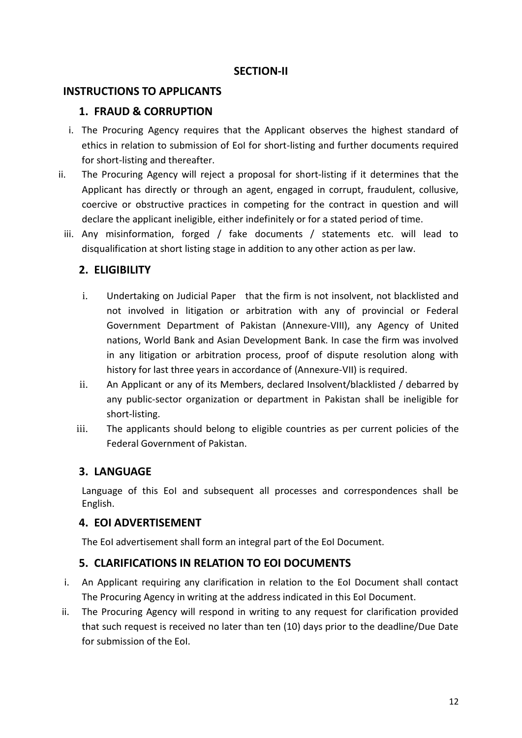## SECTION-II

## INSTRUCTIONS TO APPLICANTS

### 1. FRAUD & CORRUPTION

i. The Procuring Agency requires that the Applicant observes the highest standard of ethics in relation to submission of EoI for short-listing and further documents required for short-listing and thereafter.

ii. The Procuring Agency will reject a proposal for short-listing if it determines that the Applicant has directly or through an agent, engaged in corrupt, fraudulent, collusive, coercive or obstructive practices in competing for the contract in question and will declare the applicant ineligible, either indefinitely or for a stated period of time.

iii. Any misinformation, forged / fake documents / statements etc. will lead to disqualification at short listing stage in addition to any other action as per law.

### 2. ELIGIBILITY

i. Undertaking on Judicial Paper that the firm is not insolvent, not blacklisted and not involved in litigation or arbitration with any of provincial or Federal Government Department of Pakistan (Annexure-VIII), any Agency of United nations, World Bank and Asian Development Bank. In case the firm was involved in any litigation or arbitration process, proof of dispute resolution along with history for last three years in accordance of (Annexure-VII) is required.

ii. An Applicant or any of its Members, declared Insolvent/blacklisted / debarred by any public-sector organization or department in Pakistan shall be ineligible for short-listing.

iii. The applicants should belong to eligible countries as per current policies of the Federal Government of Pakistan.

### 3. LANGUAGE

Language of this EoI and subsequent all processes and correspondences shall be English.

### 4. EOI ADVERTISEMENT

The EoI advertisement shall form an integral part of the EoI Document.

### 5. CLARIFICATIONS IN RELATION TO EOI DOCUMENTS

i. An Applicant requiring any clarification in relation to the EoI Document shall contact The Procuring Agency in writing at the address indicated in this EoI Document.

ii. The Procuring Agency will respond in writing to any request for clarification provided that such request is received no later than ten (10) days prior to the deadline/Due Date for submission of the EoI.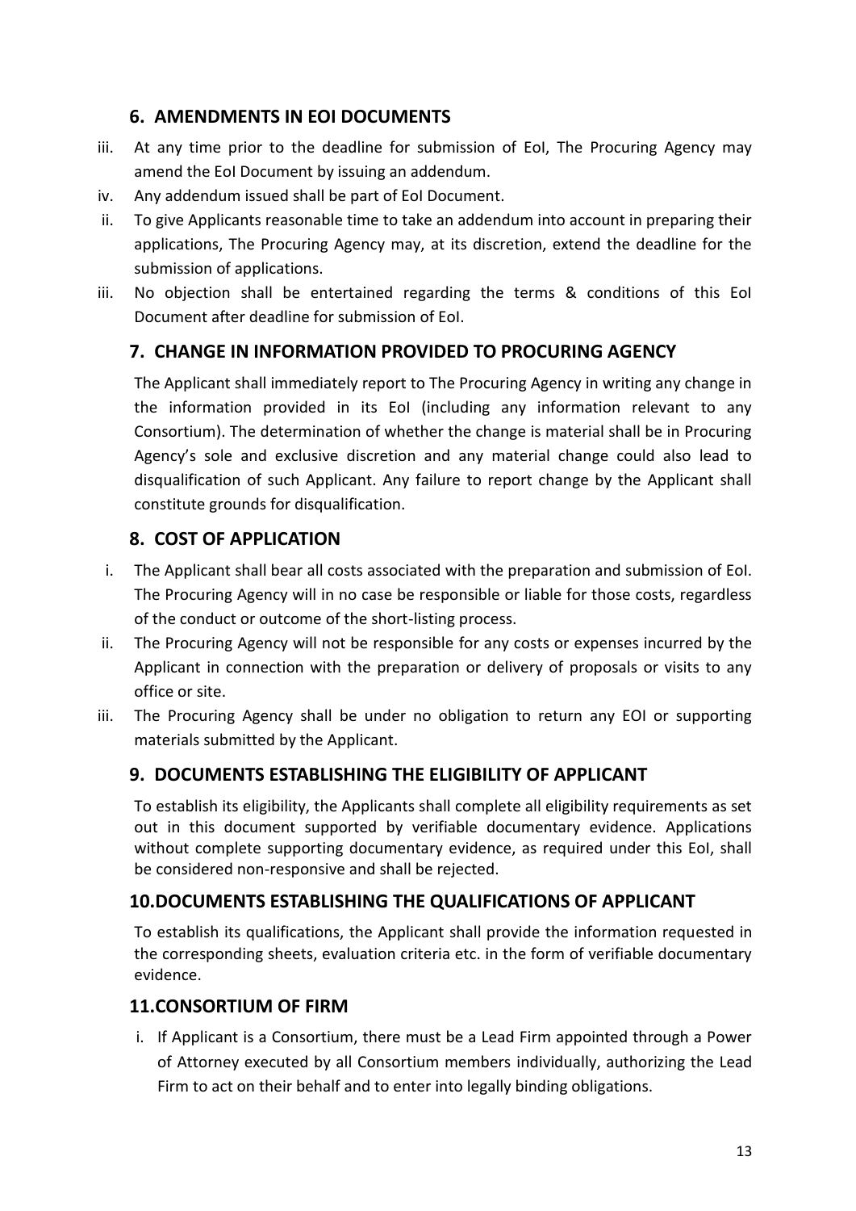## 6. AMENDMENTS IN EOI DOCUMENTS

iii. At any time prior to the deadline for submission of EoI, The Procuring Agency may amend the EoI Document by issuing an addendum.

iv. Any addendum issued shall be part of EoI Document.

ii. To give Applicants reasonable time to take an addendum into account in preparing their applications, The Procuring Agency may, at its discretion, extend the deadline for the submission of applications.

iii. No objection shall be entertained regarding the terms & conditions of this EoI Document after deadline for submission of EoI.

## 7. CHANGE IN INFORMATION PROVIDED TO PROCURING AGENCY

The Applicant shall immediately report to The Procuring Agency in writing any change in the information provided in its EoI (including any information relevant to any Consortium). The determination of whether the change is material shall be in Procuring Agency's sole and exclusive discretion and any material change could also lead to disqualification of such Applicant. Any failure to report change by the Applicant shall constitute grounds for disqualification.

## 8. COST OF APPLICATION

i. The Applicant shall bear all costs associated with the preparation and submission of EoI. The Procuring Agency will in no case be responsible or liable for those costs, regardless of the conduct or outcome of the short-listing process.

ii. The Procuring Agency will not be responsible for any costs or expenses incurred by the Applicant in connection with the preparation or delivery of proposals or visits to any office or site.

iii. The Procuring Agency shall be under no obligation to return any EOI or supporting materials submitted by the Applicant.

## 9. DOCUMENTS ESTABLISHING THE ELIGIBILITY OF APPLICANT

To establish its eligibility, the Applicants shall complete all eligibility requirements as set out in this document supported by verifiable documentary evidence. Applications without complete supporting documentary evidence, as required under this EoI, shall be considered non-responsive and shall be rejected.

## 10. DOCUMENTS ESTABLISHING THE QUALIFICATIONS OF APPLICANT

To establish its qualifications, the Applicant shall provide the information requested in the corresponding sheets, evaluation criteria etc. in the form of verifiable documentary evidence.

## 11. CONSORTIUM OF FIRM

i. If Applicant is a Consortium, there must be a Lead Firm appointed through a Power of Attorney executed by all Consortium members individually, authorizing the Lead Firm to act on their behalf and to enter into legally binding obligations.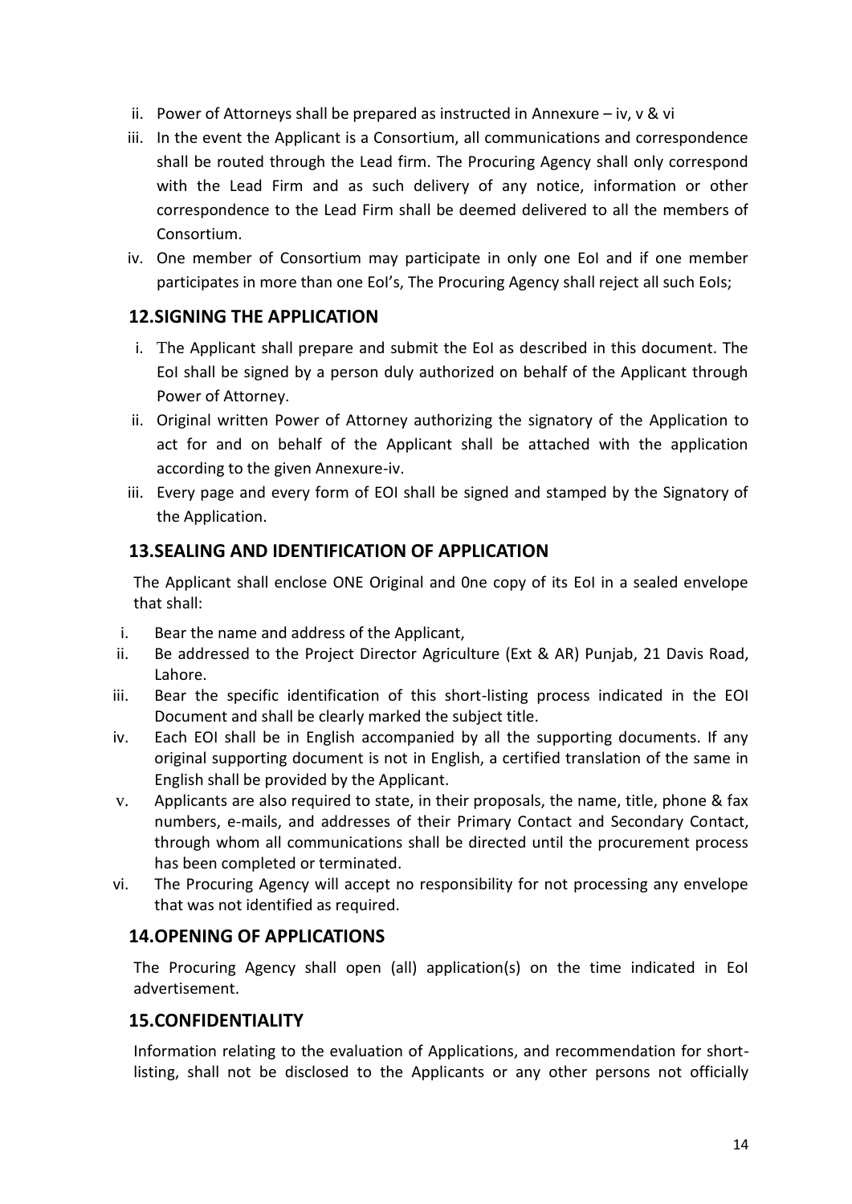ii. Power of Attorneys shall be prepared as instructed in Annexure – iv, v & vi
iii. In the event the Applicant is a Consortium, all communications and correspondence shall be routed through the Lead firm. The Procuring Agency shall only correspond with the Lead Firm and as such delivery of any notice, information or other correspondence to the Lead Firm shall be deemed delivered to all the members of Consortium.
iv. One member of Consortium may participate in only one EoI and if one member participates in more than one EoI's, The Procuring Agency shall reject all such EoIs;

## 12. SIGNING THE APPLICATION

i. The Applicant shall prepare and submit the EoI as described in this document. The EoI shall be signed by a person duly authorized on behalf of the Applicant through Power of Attorney.
ii. Original written Power of Attorney authorizing the signatory of the Application to act for and on behalf of the Applicant shall be attached with the application according to the given Annexure-iv.
iii. Every page and every form of EOI shall be signed and stamped by the Signatory of the Application.

## 13. SEALING AND IDENTIFICATION OF APPLICATION

The Applicant shall enclose ONE Original and 0ne copy of its EoI in a sealed envelope that shall:

i. Bear the name and address of the Applicant,
ii. Be addressed to the Project Director Agriculture (Ext & AR) Punjab, 21 Davis Road, Lahore.
iii. Bear the specific identification of this short-listing process indicated in the EOI Document and shall be clearly marked the subject title.
iv. Each EOI shall be in English accompanied by all the supporting documents. If any original supporting document is not in English, a certified translation of the same in English shall be provided by the Applicant.
v. Applicants are also required to state, in their proposals, the name, title, phone & fax numbers, e-mails, and addresses of their Primary Contact and Secondary Contact, through whom all communications shall be directed until the procurement process has been completed or terminated.
vi. The Procuring Agency will accept no responsibility for not processing any envelope that was not identified as required.

## 14. OPENING OF APPLICATIONS

The Procuring Agency shall open (all) application(s) on the time indicated in EoI advertisement.

## 15. CONFIDENTIALITY

Information relating to the evaluation of Applications, and recommendation for short-listing, shall not be disclosed to the Applicants or any other persons not officially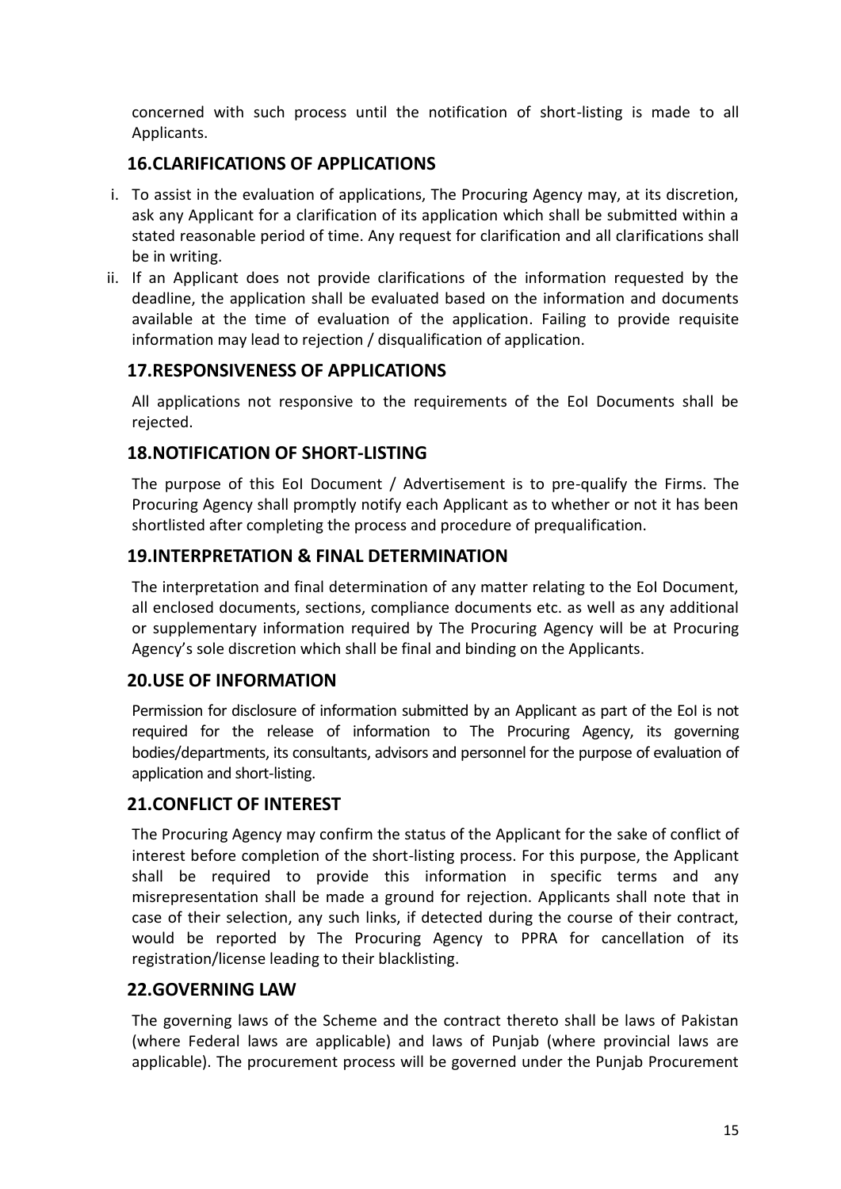concerned with such process until the notification of short-listing is made to all Applicants.

## 16. CLARIFICATIONS OF APPLICATIONS

i. To assist in the evaluation of applications, The Procuring Agency may, at its discretion, ask any Applicant for a clarification of its application which shall be submitted within a stated reasonable period of time. Any request for clarification and all clarifications shall be in writing.

ii. If an Applicant does not provide clarifications of the information requested by the deadline, the application shall be evaluated based on the information and documents available at the time of evaluation of the application. Failing to provide requisite information may lead to rejection / disqualification of application.

## 17. RESPONSIVENESS OF APPLICATIONS

All applications not responsive to the requirements of the EoI Documents shall be rejected.

## 18. NOTIFICATION OF SHORT-LISTING

The purpose of this EoI Document / Advertisement is to pre-qualify the Firms. The Procuring Agency shall promptly notify each Applicant as to whether or not it has been shortlisted after completing the process and procedure of prequalification.

## 19. INTERPRETATION & FINAL DETERMINATION

The interpretation and final determination of any matter relating to the EoI Document, all enclosed documents, sections, compliance documents etc. as well as any additional or supplementary information required by The Procuring Agency will be at Procuring Agency's sole discretion which shall be final and binding on the Applicants.

## 20. USE OF INFORMATION

Permission for disclosure of information submitted by an Applicant as part of the EoI is not required for the release of information to The Procuring Agency, its governing bodies/departments, its consultants, advisors and personnel for the purpose of evaluation of application and short-listing.

## 21. CONFLICT OF INTEREST

The Procuring Agency may confirm the status of the Applicant for the sake of conflict of interest before completion of the short-listing process. For this purpose, the Applicant shall be required to provide this information in specific terms and any misrepresentation shall be made a ground for rejection. Applicants shall note that in case of their selection, any such links, if detected during the course of their contract, would be reported by The Procuring Agency to PPRA for cancellation of its registration/license leading to their blacklisting.

## 22. GOVERNING LAW

The governing laws of the Scheme and the contract thereto shall be laws of Pakistan (where Federal laws are applicable) and laws of Punjab (where provincial laws are applicable). The procurement process will be governed under the Punjab Procurement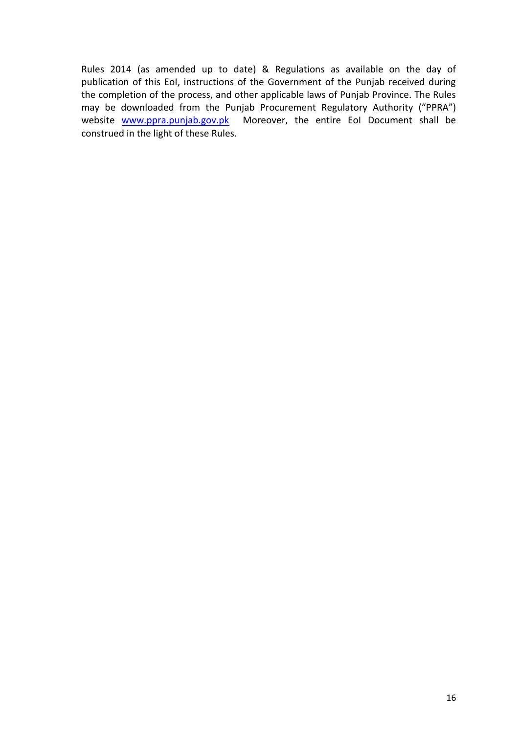Rules 2014 (as amended up to date) & Regulations as available on the day of publication of this EoI, instructions of the Government of the Punjab received during the completion of the process, and other applicable laws of Punjab Province. The Rules may be downloaded from the Punjab Procurement Regulatory Authority ("PPRA") website [www.ppra.punjab.gov.pk](http://www.ppra.punjab.gov.pk) Moreover, the entire EoI Document shall be construed in the light of these Rules.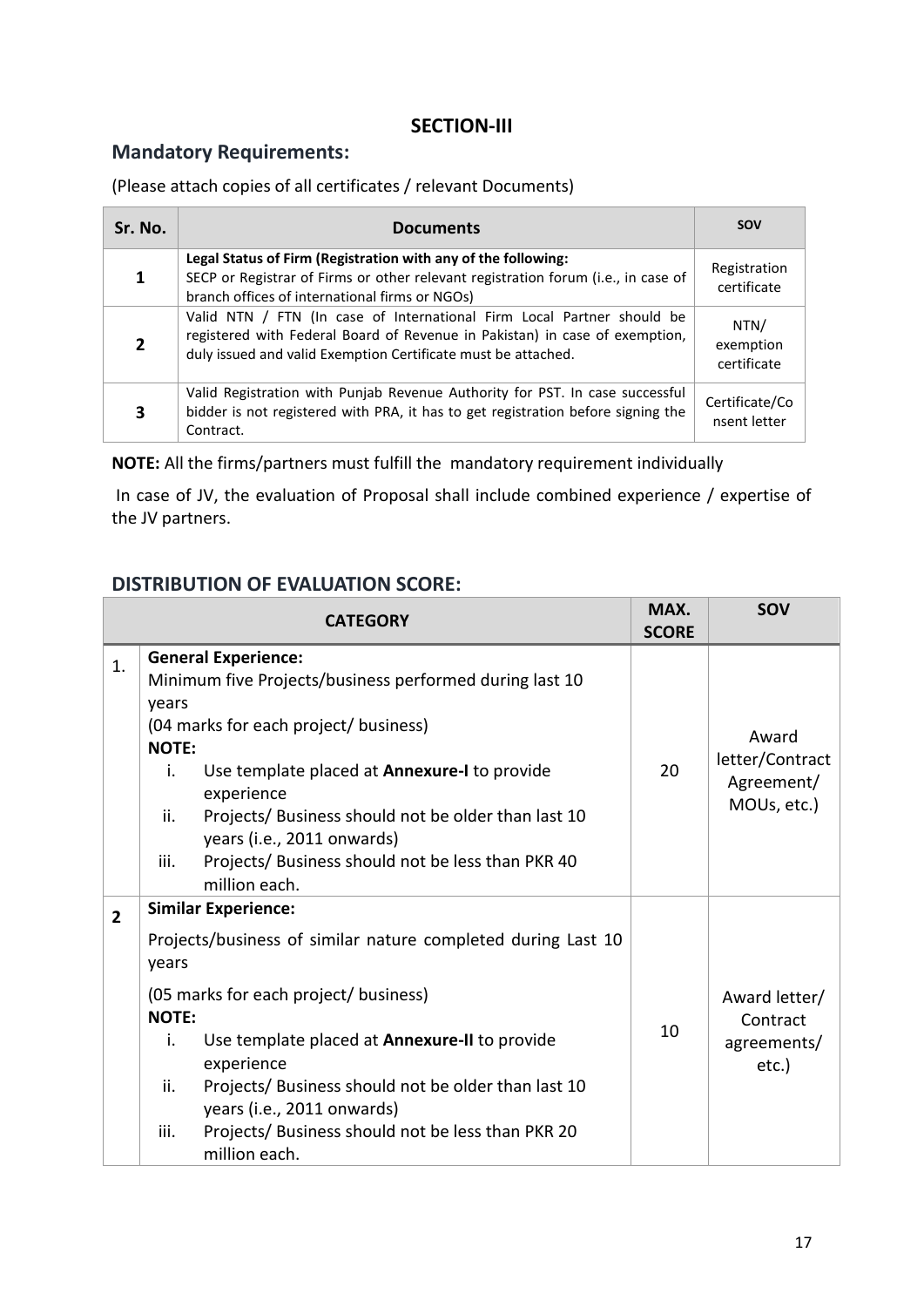## SECTION-III

### Mandatory Requirements:

(Please attach copies of all certificates / relevant Documents)

| Sr. No. | Documents | SOV |
|---|---|---|
| 1 | **Legal Status of Firm (Registration with any of the following:** SECP or Registrar of Firms or other relevant registration forum (i.e., in case of branch offices of international firms or NGOs) | Registration certificate |
| 2 | Valid NTN / FTN (In case of International Firm Local Partner should be registered with Federal Board of Revenue in Pakistan) in case of exemption, duly issued and valid Exemption Certificate must be attached. | NTN/ exemption certificate |
| 3 | Valid Registration with Punjab Revenue Authority for PST. In case successful bidder is not registered with PRA, it has to get registration before signing the Contract. | Certificate/Consent letter |

**NOTE:** All the firms/partners must fulfill the mandatory requirement individually

In case of JV, the evaluation of Proposal shall include combined experience / expertise of the JV partners.

### DISTRIBUTION OF EVALUATION SCORE:

| | CATEGORY | MAX. SCORE | SOV |
|---|---|---|---|
| 1. | **General Experience:**<br>Minimum five Projects/business performed during last 10 years<br>(04 marks for each project/ business)<br>**NOTE:**<br>i. Use template placed at **Annexure-I** to provide experience<br>ii. Projects/ Business should not be older than last 10 years (i.e., 2011 onwards)<br>iii. Projects/ Business should not be less than PKR 40 million each. | 20 | Award letter/Contract Agreement/ MOUs, etc.) |
| **2** | **Similar Experience:**<br>Projects/business of similar nature completed during Last 10 years<br>(05 marks for each project/ business)<br>**NOTE:**<br>i. Use template placed at **Annexure-II** to provide experience<br>ii. Projects/ Business should not be older than last 10 years (i.e., 2011 onwards)<br>iii. Projects/ Business should not be less than PKR 20 million each. | 10 | Award letter/ Contract agreements/ etc.) |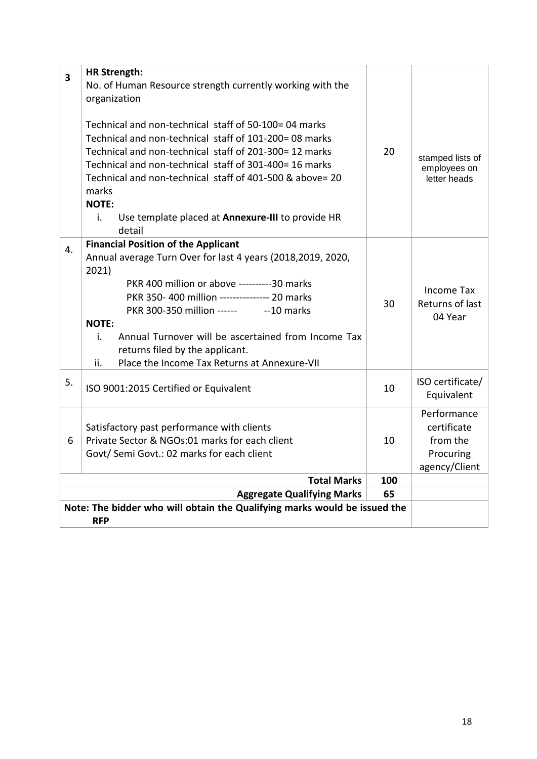| | | | |
|---|---|---|---|
| 3 | **HR Strength:**<br>No. of Human Resource strength currently working with the organization<br><br>Technical and non-technical staff of 50-100= 04 marks<br>Technical and non-technical staff of 101-200= 08 marks<br>Technical and non-technical staff of 201-300= 12 marks<br>Technical and non-technical staff of 301-400= 16 marks<br>Technical and non-technical staff of 401-500 & above= 20 marks<br>**NOTE:**<br>i. Use template placed at **Annexure-III** to provide HR detail | 20 | stamped lists of employees on letter heads |
| 4. | **Financial Position of the Applicant**<br>Annual average Turn Over for last 4 years (2018,2019, 2020, 2021)<br>PKR 400 million or above ----------30 marks<br>PKR 350- 400 million --------------- 20 marks<br>PKR 300-350 million ------ --10 marks<br>**NOTE:**<br>i. Annual Turnover will be ascertained from Income Tax returns filed by the applicant.<br>ii. Place the Income Tax Returns at Annexure-VII | 30 | Income Tax Returns of last 04 Year |
| 5. | ISO 9001:2015 Certified or Equivalent | 10 | ISO certificate/ Equivalent |
| 6 | Satisfactory past performance with clients<br>Private Sector & NGOs:01 marks for each client<br>Govt/ Semi Govt.: 02 marks for each client | 10 | Performance certificate from the Procuring agency/Client |
| | **Total Marks** | **100** | |
| | **Aggregate Qualifying Marks** | **65** | |
| | **Note: The bidder who will obtain the Qualifying marks would be issued the RFP** | | |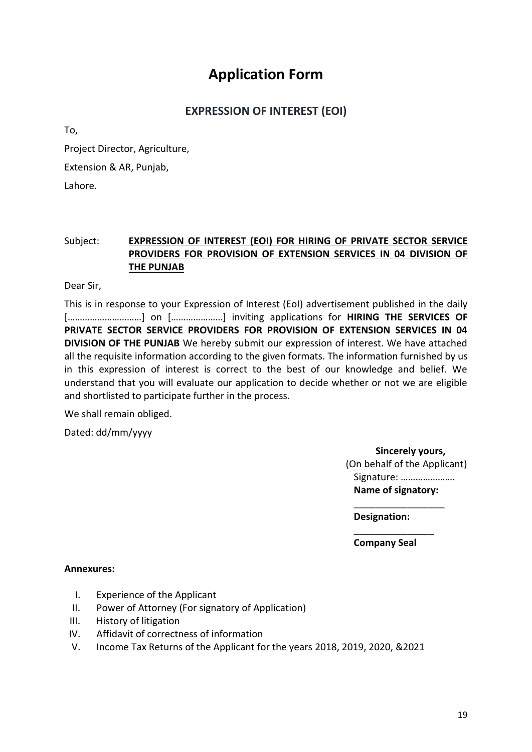# Application Form

## EXPRESSION OF INTEREST (EOI)

To,

Project Director, Agriculture,

Extension & AR, Punjab,

Lahore.

Subject: **EXPRESSION OF INTEREST (EOI) FOR HIRING OF PRIVATE SECTOR SERVICE PROVIDERS FOR PROVISION OF EXTENSION SERVICES IN 04 DIVISION OF THE PUNJAB**

Dear Sir,

This is in response to your Expression of Interest (EoI) advertisement published in the daily [………………………] on […………………] inviting applications for **HIRING THE SERVICES OF PRIVATE SECTOR SERVICE PROVIDERS FOR PROVISION OF EXTENSION SERVICES IN 04 DIVISION OF THE PUNJAB** We hereby submit our expression of interest. We have attached all the requisite information according to the given formats. The information furnished by us in this expression of interest is correct to the best of our knowledge and belief. We understand that you will evaluate our application to decide whether or not we are eligible and shortlisted to participate further in the process.

We shall remain obliged.

Dated: dd/mm/yyyy

**Sincerely yours,**
(On behalf of the Applicant)
Signature: ………………….
**Name of signatory:** ________________
**Designation:** _______________
**Company Seal**

**Annexures:**

I. Experience of the Applicant
II. Power of Attorney (For signatory of Application)
III. History of litigation
IV. Affidavit of correctness of information
V. Income Tax Returns of the Applicant for the years 2018, 2019, 2020, &2021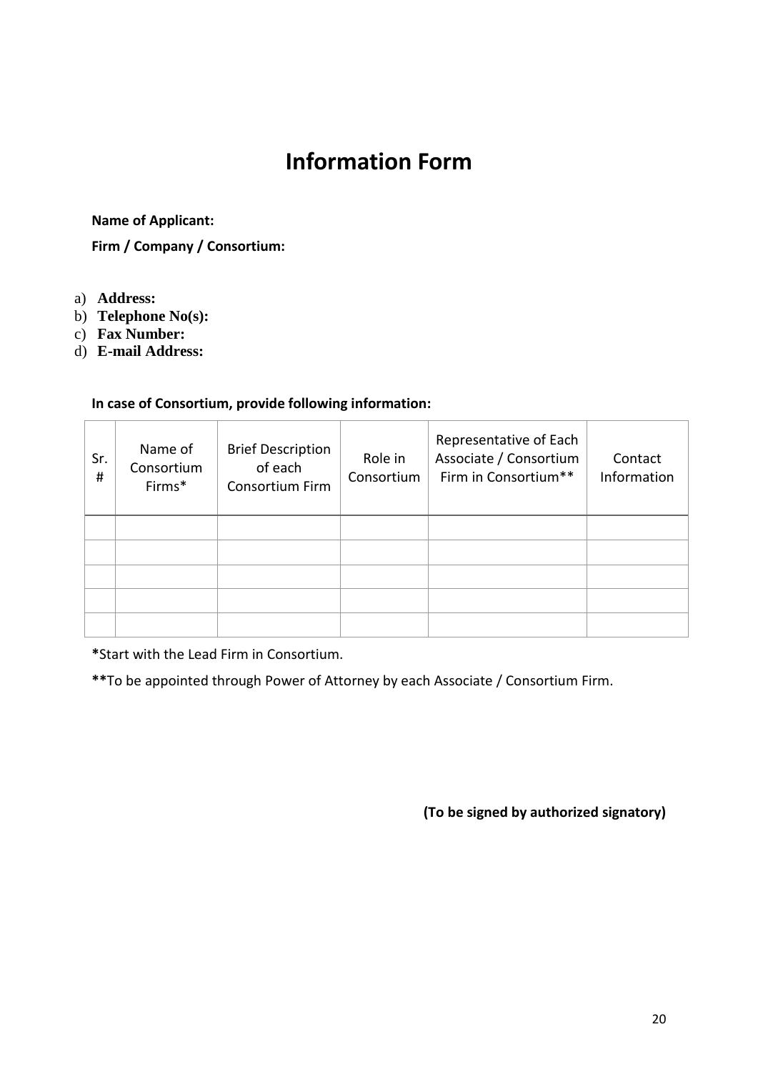# Information Form

**Name of Applicant:**

**Firm / Company / Consortium:**

a) **Address:**
b) **Telephone No(s):**
c) **Fax Number:**
d) **E-mail Address:**

**In case of Consortium, provide following information:**

| Sr. # | Name of Consortium Firms* | Brief Description of each Consortium Firm | Role in Consortium | Representative of Each Associate / Consortium Firm in Consortium** | Contact Information |
|---|---|---|---|---|---|
| | | | | | |
| | | | | | |
| | | | | | |
| | | | | | |
| | | | | | |

**\***Start with the Lead Firm in Consortium.

**\*\***To be appointed through Power of Attorney by each Associate / Consortium Firm.

**(To be signed by authorized signatory)**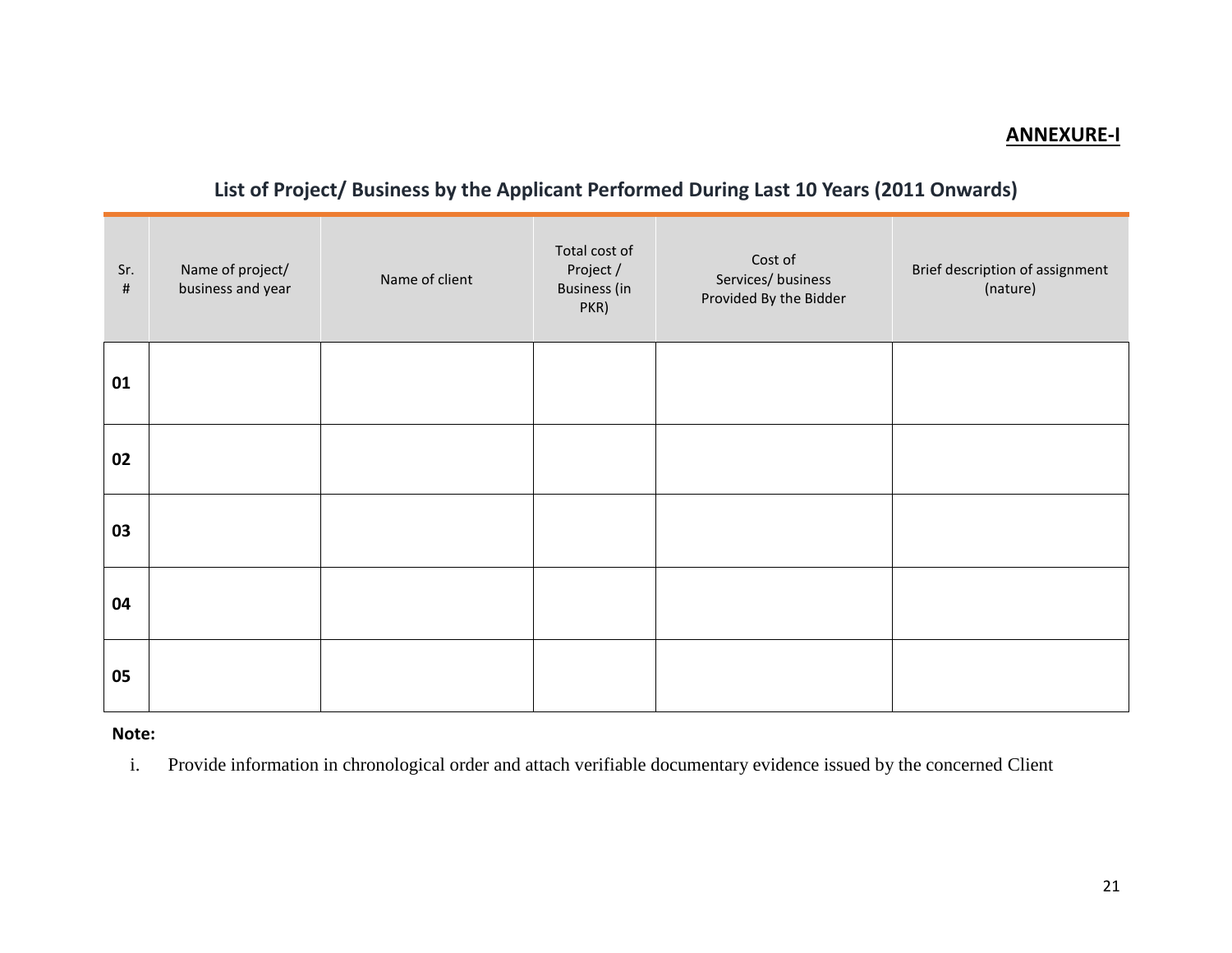**ANNEXURE-I**

## List of Project/ Business by the Applicant Performed During Last 10 Years (2011 Onwards)

| Sr. # | Name of project/ business and year | Name of client | Total cost of Project / Business (in PKR) | Cost of Services/ business Provided By the Bidder | Brief description of assignment (nature) |
|---|---|---|---|---|---|
| **01** | | | | | |
| **02** | | | | | |
| **03** | | | | | |
| **04** | | | | | |
| **05** | | | | | |

**Note:**

i. Provide information in chronological order and attach verifiable documentary evidence issued by the concerned Client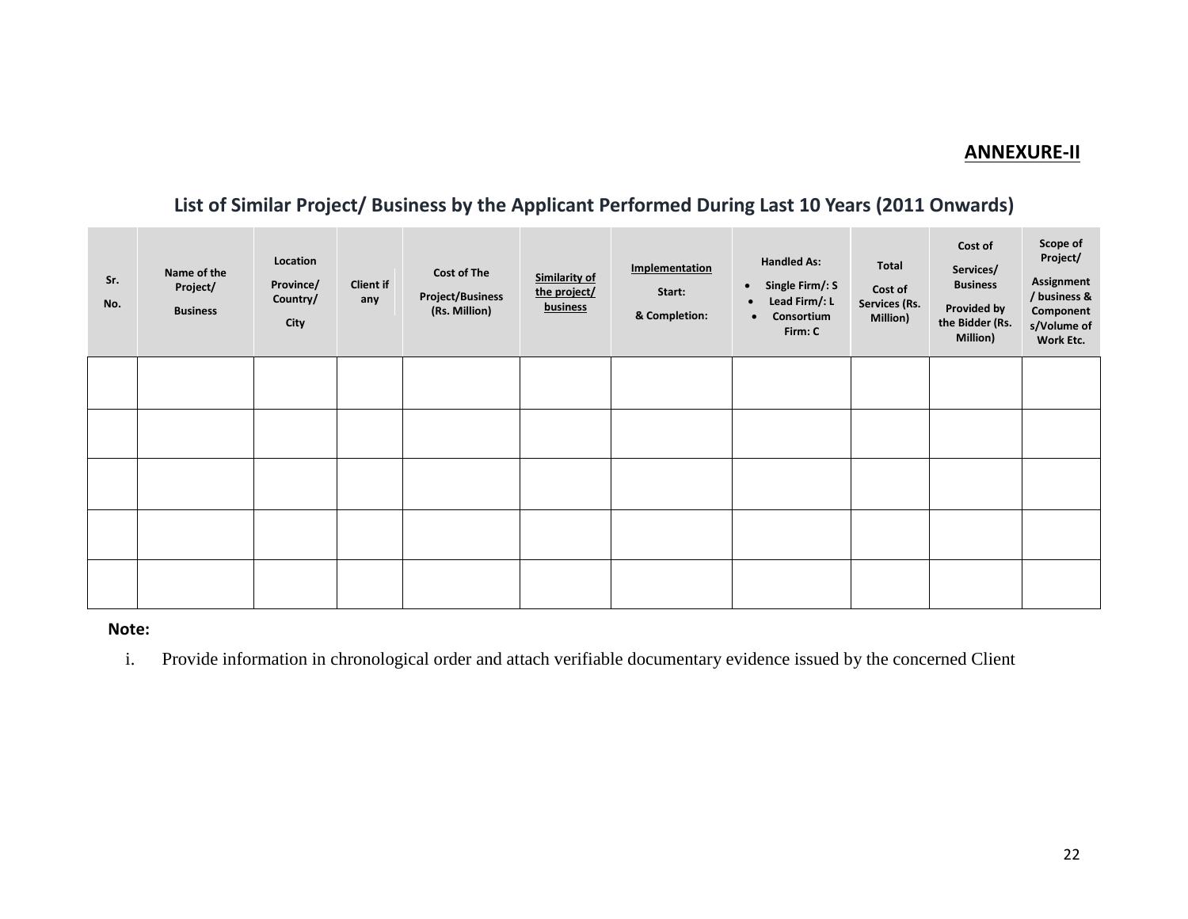**ANNEXURE-II**

## List of Similar Project/ Business by the Applicant Performed During Last 10 Years (2011 Onwards)

| Sr. No. | Name of the Project/ Business | Location Province/ Country/ City | Client if any | Cost of The Project/Business (Rs. Million) | Similarity of the project/ business | Implementation Start: & Completion: | Handled As: • Single Firm/: S • Lead Firm/: L • Consortium Firm: C | Total Cost of Services (Rs. Million) | Cost of Services/ Business Provided by the Bidder (Rs. Million) | Scope of Project/ Assignment / business & Components/Volume of Work Etc. |
|---|---|---|---|---|---|---|---|---|---|---|
| | | | | | | | | | | |
| | | | | | | | | | | |
| | | | | | | | | | | |
| | | | | | | | | | | |
| | | | | | | | | | | |

**Note:**

i. Provide information in chronological order and attach verifiable documentary evidence issued by the concerned Client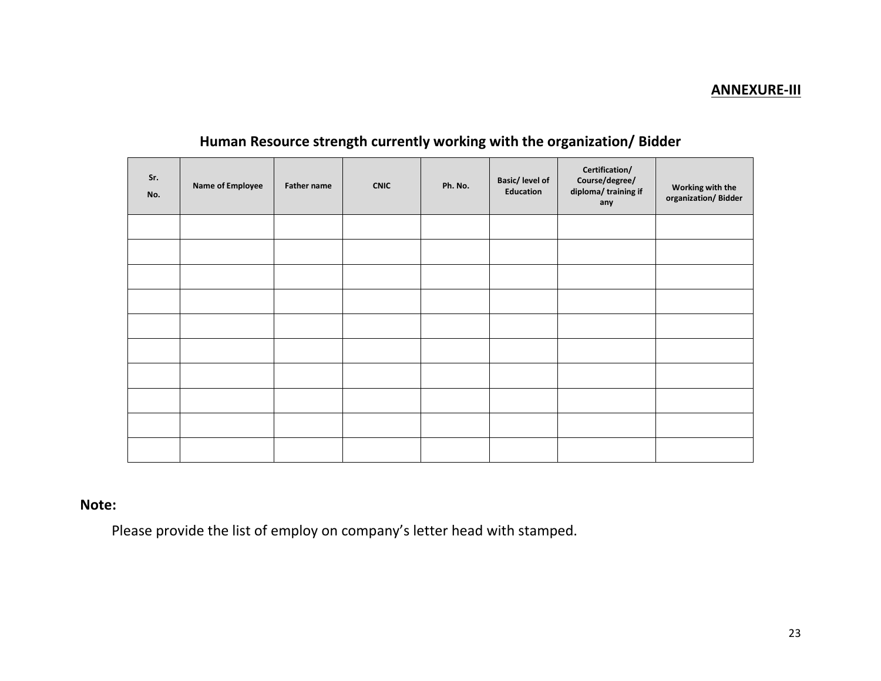**ANNEXURE-III**

## Human Resource strength currently working with the organization/ Bidder

| Sr. No. | Name of Employee | Father name | CNIC | Ph. No. | Basic/ level of Education | Certification/ Course/degree/ diploma/ training if any | Working with the organization/ Bidder |
|---|---|---|---|---|---|---|---|
| | | | | | | | |
| | | | | | | | |
| | | | | | | | |
| | | | | | | | |
| | | | | | | | |
| | | | | | | | |
| | | | | | | | |
| | | | | | | | |
| | | | | | | | |
| | | | | | | | |

**Note:**

Please provide the list of employ on company's letter head with stamped.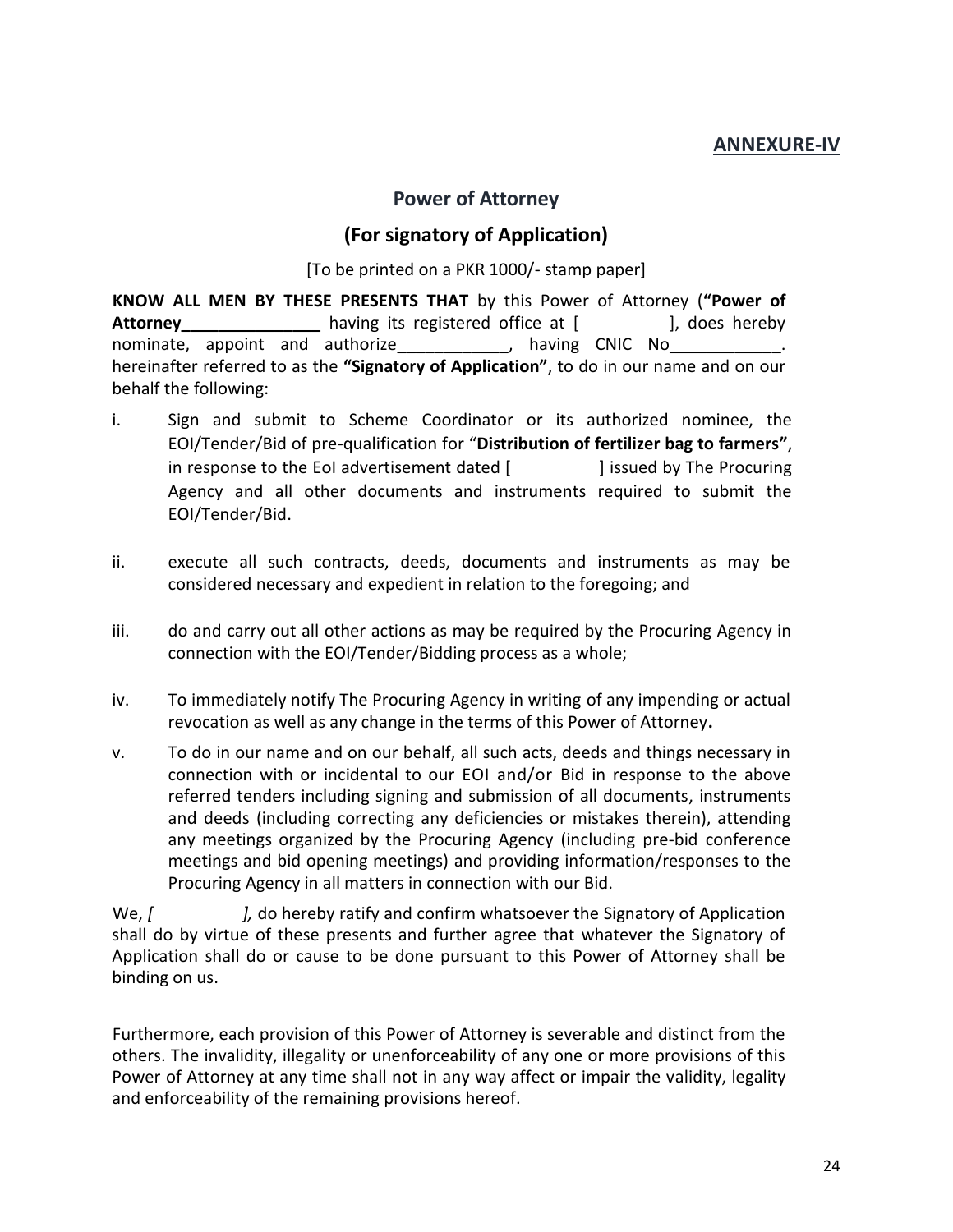**ANNEXURE-IV**

## Power of Attorney

## (For signatory of Application)

[To be printed on a PKR 1000/- stamp paper]

**KNOW ALL MEN BY THESE PRESENTS THAT** by this Power of Attorney (**"Power of Attorney_______________** having its registered office at [ ], does hereby nominate, appoint and authorize____________, having CNIC No____________. hereinafter referred to as the **"Signatory of Application"**, to do in our name and on our behalf the following:

i. Sign and submit to Scheme Coordinator or its authorized nominee, the EOI/Tender/Bid of pre-qualification for "**Distribution of fertilizer bag to farmers"**, in response to the EoI advertisement dated [ ] issued by The Procuring Agency and all other documents and instruments required to submit the EOI/Tender/Bid.

ii. execute all such contracts, deeds, documents and instruments as may be considered necessary and expedient in relation to the foregoing; and

iii. do and carry out all other actions as may be required by the Procuring Agency in connection with the EOI/Tender/Bidding process as a whole;

iv. To immediately notify The Procuring Agency in writing of any impending or actual revocation as well as any change in the terms of this Power of Attorney**.**

v. To do in our name and on our behalf, all such acts, deeds and things necessary in connection with or incidental to our EOI and/or Bid in response to the above referred tenders including signing and submission of all documents, instruments and deeds (including correcting any deficiencies or mistakes therein), attending any meetings organized by the Procuring Agency (including pre-bid conference meetings and bid opening meetings) and providing information/responses to the Procuring Agency in all matters in connection with our Bid.

We, *[ ],* do hereby ratify and confirm whatsoever the Signatory of Application shall do by virtue of these presents and further agree that whatever the Signatory of Application shall do or cause to be done pursuant to this Power of Attorney shall be binding on us.

Furthermore, each provision of this Power of Attorney is severable and distinct from the others. The invalidity, illegality or unenforceability of any one or more provisions of this Power of Attorney at any time shall not in any way affect or impair the validity, legality and enforceability of the remaining provisions hereof.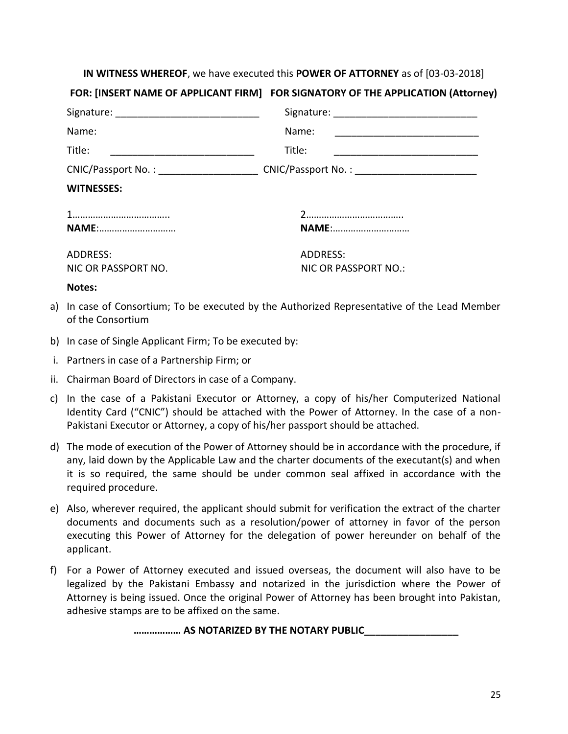**IN WITNESS WHEREOF**, we have executed this **POWER OF ATTORNEY** as of [03-03-2018]

| **FOR: [INSERT NAME OF APPLICANT FIRM]** | **FOR SIGNATORY OF THE APPLICATION (Attorney)** |
|---|---|
| Signature: __________________________ | Signature: __________________________ |
| Name: | Name: __________________________ |
| Title: __________________________ | Title: __________________________ |
| CNIC/Passport No. : __________________ | CNIC/Passport No. : ______________________ |

**WITNESSES:**

| | |
|---|---|
| 1……………………………….. | 2……………………………….. |
| **NAME**:………………………… | **NAME**:………………………… |
| ADDRESS: | ADDRESS: |
| NIC OR PASSPORT NO. | NIC OR PASSPORT NO.: |

**Notes:**

a) In case of Consortium; To be executed by the Authorized Representative of the Lead Member of the Consortium

b) In case of Single Applicant Firm; To be executed by:

i. Partners in case of a Partnership Firm; or

ii. Chairman Board of Directors in case of a Company.

c) In the case of a Pakistani Executor or Attorney, a copy of his/her Computerized National Identity Card ("CNIC") should be attached with the Power of Attorney. In the case of a non-Pakistani Executor or Attorney, a copy of his/her passport should be attached.

d) The mode of execution of the Power of Attorney should be in accordance with the procedure, if any, laid down by the Applicable Law and the charter documents of the executant(s) and when it is so required, the same should be under common seal affixed in accordance with the required procedure.

e) Also, wherever required, the applicant should submit for verification the extract of the charter documents and documents such as a resolution/power of attorney in favor of the person executing this Power of Attorney for the delegation of power hereunder on behalf of the applicant.

f) For a Power of Attorney executed and issued overseas, the document will also have to be legalized by the Pakistani Embassy and notarized in the jurisdiction where the Power of Attorney is being issued. Once the original Power of Attorney has been brought into Pakistan, adhesive stamps are to be affixed on the same.

**……………… AS NOTARIZED BY THE NOTARY PUBLIC_________________**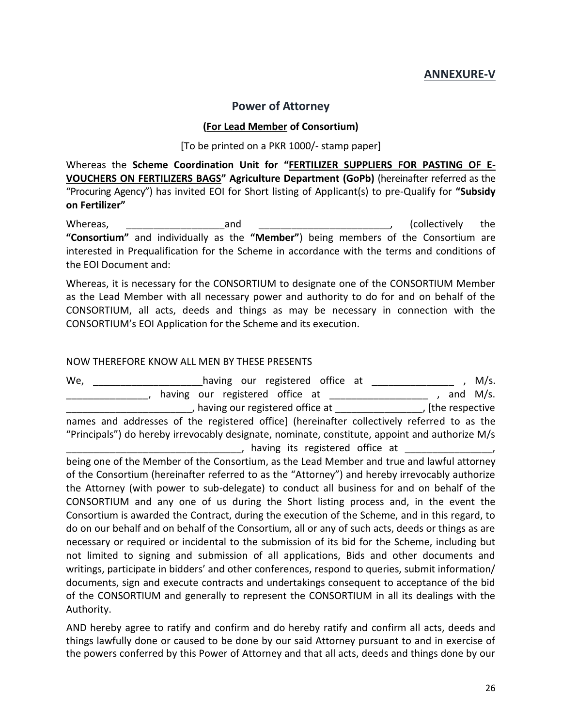**ANNEXURE-V**

## Power of Attorney

**(<u>For Lead Member</u> of Consortium)**

[To be printed on a PKR 1000/- stamp paper]

Whereas the **Scheme Coordination Unit for "<u>FERTILIZER SUPPLIERS FOR PASTING OF E-VOUCHERS ON FERTILIZERS BAGS</u>" Agriculture Department (GoPb)** (hereinafter referred as the "Procuring Agency") has invited EOI for Short listing of Applicant(s) to pre-Qualify for **"Subsidy on Fertilizer"**

Whereas, __________________and ________________________, (collectively the **"Consortium"** and individually as the **"Member"**) being members of the Consortium are interested in Prequalification for the Scheme in accordance with the terms and conditions of the EOI Document and:

Whereas, it is necessary for the CONSORTIUM to designate one of the CONSORTIUM Member as the Lead Member with all necessary power and authority to do for and on behalf of the CONSORTIUM, all acts, deeds and things as may be necessary in connection with the CONSORTIUM's EOI Application for the Scheme and its execution.

NOW THEREFORE KNOW ALL MEN BY THESE PRESENTS

We, ____________________having our registered office at _______________ , M/s. _______________, having our registered office at __________________ , and M/s. _______________________, having our registered office at ________________, [the respective names and addresses of the registered office] (hereinafter collectively referred to as the "Principals") do hereby irrevocably designate, nominate, constitute, appoint and authorize M/s ________________________________, having its registered office at ________________, being one of the Member of the Consortium, as the Lead Member and true and lawful attorney of the Consortium (hereinafter referred to as the "Attorney") and hereby irrevocably authorize the Attorney (with power to sub-delegate) to conduct all business for and on behalf of the CONSORTIUM and any one of us during the Short listing process and, in the event the Consortium is awarded the Contract, during the execution of the Scheme, and in this regard, to do on our behalf and on behalf of the Consortium, all or any of such acts, deeds or things as are necessary or required or incidental to the submission of its bid for the Scheme, including but not limited to signing and submission of all applications, Bids and other documents and writings, participate in bidders' and other conferences, respond to queries, submit information/ documents, sign and execute contracts and undertakings consequent to acceptance of the bid of the CONSORTIUM and generally to represent the CONSORTIUM in all its dealings with the Authority.

AND hereby agree to ratify and confirm and do hereby ratify and confirm all acts, deeds and things lawfully done or caused to be done by our said Attorney pursuant to and in exercise of the powers conferred by this Power of Attorney and that all acts, deeds and things done by our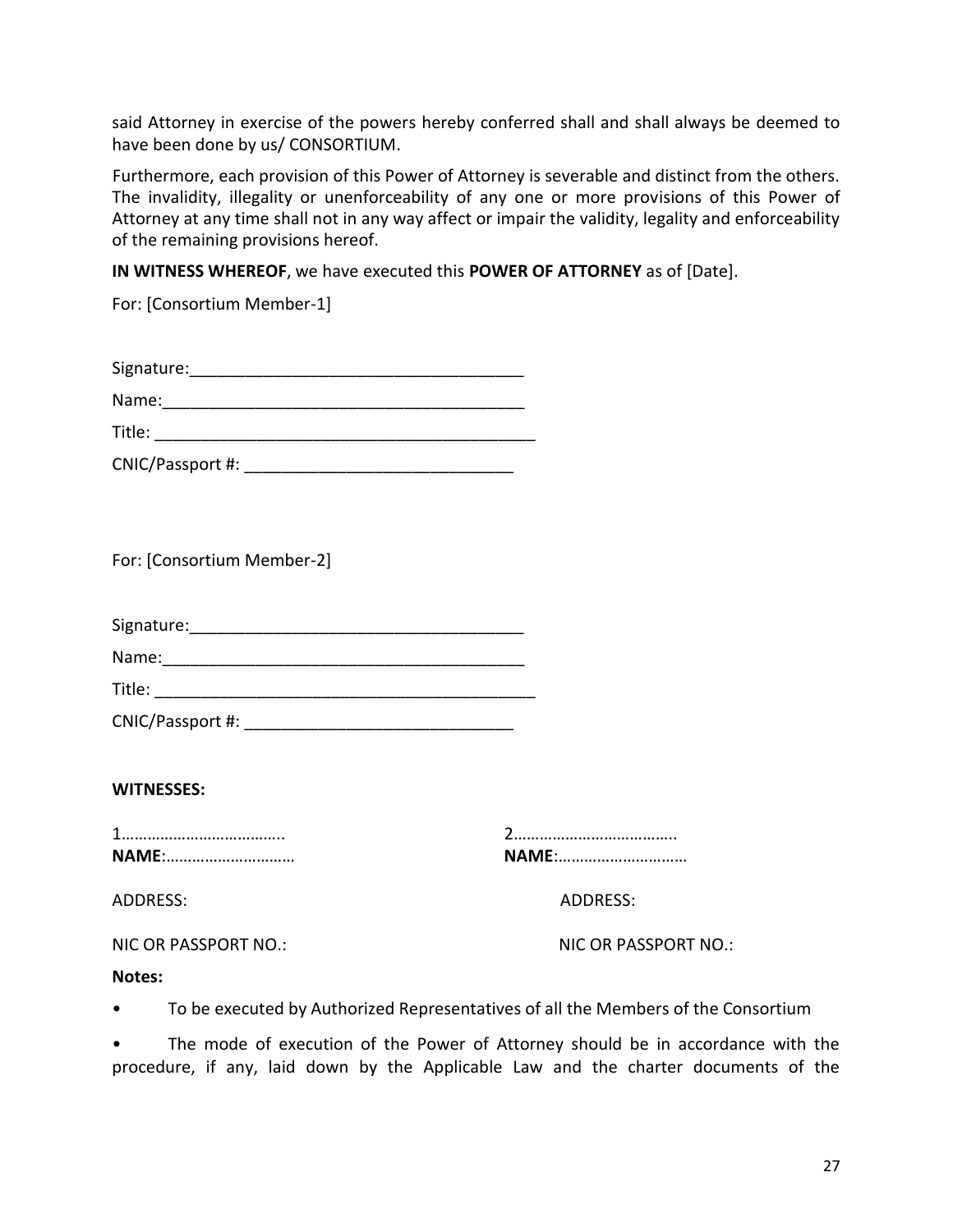said Attorney in exercise of the powers hereby conferred shall and shall always be deemed to have been done by us/ CONSORTIUM.

Furthermore, each provision of this Power of Attorney is severable and distinct from the others. The invalidity, illegality or unenforceability of any one or more provisions of this Power of Attorney at any time shall not in any way affect or impair the validity, legality and enforceability of the remaining provisions hereof.

**IN WITNESS WHEREOF**, we have executed this **POWER OF ATTORNEY** as of [Date].

For: [Consortium Member-1]

Signature:____________________________________

Name:_______________________________________

Title: ________________________________________

CNIC/Passport #: _____________________________

For: [Consortium Member-2]

Signature:____________________________________

Name:_______________________________________

Title: ________________________________________

CNIC/Passport #: _____________________________

**WITNESSES:**

1………………………………..
**NAME**:…………………………

ADDRESS:

NIC OR PASSPORT NO.:

2………………………………..
**NAME**:…………………………

ADDRESS:

NIC OR PASSPORT NO.:

**Notes:**

- To be executed by Authorized Representatives of all the Members of the Consortium
- The mode of execution of the Power of Attorney should be in accordance with the procedure, if any, laid down by the Applicable Law and the charter documents of the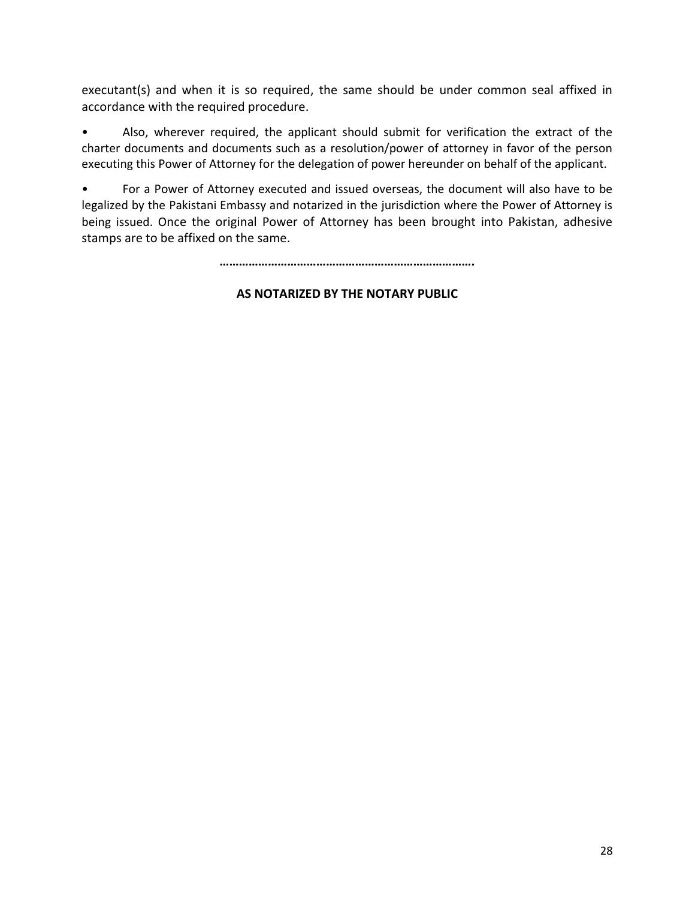executant(s) and when it is so required, the same should be under common seal affixed in accordance with the required procedure.

- Also, wherever required, the applicant should submit for verification the extract of the charter documents and documents such as a resolution/power of attorney in favor of the person executing this Power of Attorney for the delegation of power hereunder on behalf of the applicant.

- For a Power of Attorney executed and issued overseas, the document will also have to be legalized by the Pakistani Embassy and notarized in the jurisdiction where the Power of Attorney is being issued. Once the original Power of Attorney has been brought into Pakistan, adhesive stamps are to be affixed on the same.

**…………………………………………………………………….**

**AS NOTARIZED BY THE NOTARY PUBLIC**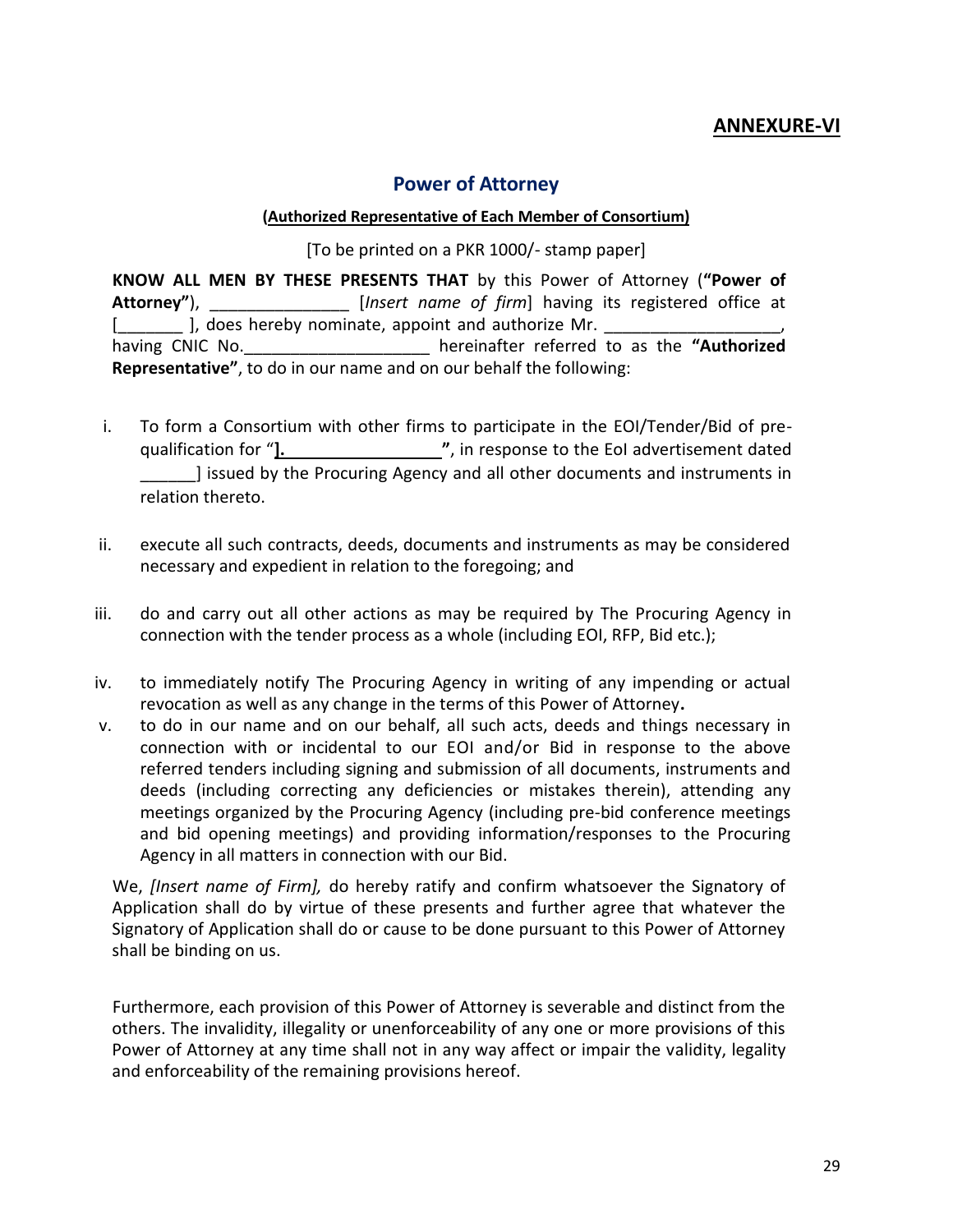**ANNEXURE-VI**

## Power of Attorney

**(Authorized Representative of Each Member of Consortium)**

[To be printed on a PKR 1000/- stamp paper]

**KNOW ALL MEN BY THESE PRESENTS THAT** by this Power of Attorney (**"Power of Attorney"**), _______________ [*Insert name of firm*] having its registered office at [_______ ], does hereby nominate, appoint and authorize Mr. ___________________, having CNIC No.____________________ hereinafter referred to as the **"Authorized Representative"**, to do in our name and on our behalf the following:

i. To form a Consortium with other firms to participate in the EOI/Tender/Bid of pre-qualification for "**].________________**", in response to the EoI advertisement dated ______] issued by the Procuring Agency and all other documents and instruments in relation thereto.

ii. execute all such contracts, deeds, documents and instruments as may be considered necessary and expedient in relation to the foregoing; and

iii. do and carry out all other actions as may be required by The Procuring Agency in connection with the tender process as a whole (including EOI, RFP, Bid etc.);

iv. to immediately notify The Procuring Agency in writing of any impending or actual revocation as well as any change in the terms of this Power of Attorney**.**

v. to do in our name and on our behalf, all such acts, deeds and things necessary in connection with or incidental to our EOI and/or Bid in response to the above referred tenders including signing and submission of all documents, instruments and deeds (including correcting any deficiencies or mistakes therein), attending any meetings organized by the Procuring Agency (including pre-bid conference meetings and bid opening meetings) and providing information/responses to the Procuring Agency in all matters in connection with our Bid.

We, *[Insert name of Firm],* do hereby ratify and confirm whatsoever the Signatory of Application shall do by virtue of these presents and further agree that whatever the Signatory of Application shall do or cause to be done pursuant to this Power of Attorney shall be binding on us.

Furthermore, each provision of this Power of Attorney is severable and distinct from the others. The invalidity, illegality or unenforceability of any one or more provisions of this Power of Attorney at any time shall not in any way affect or impair the validity, legality and enforceability of the remaining provisions hereof.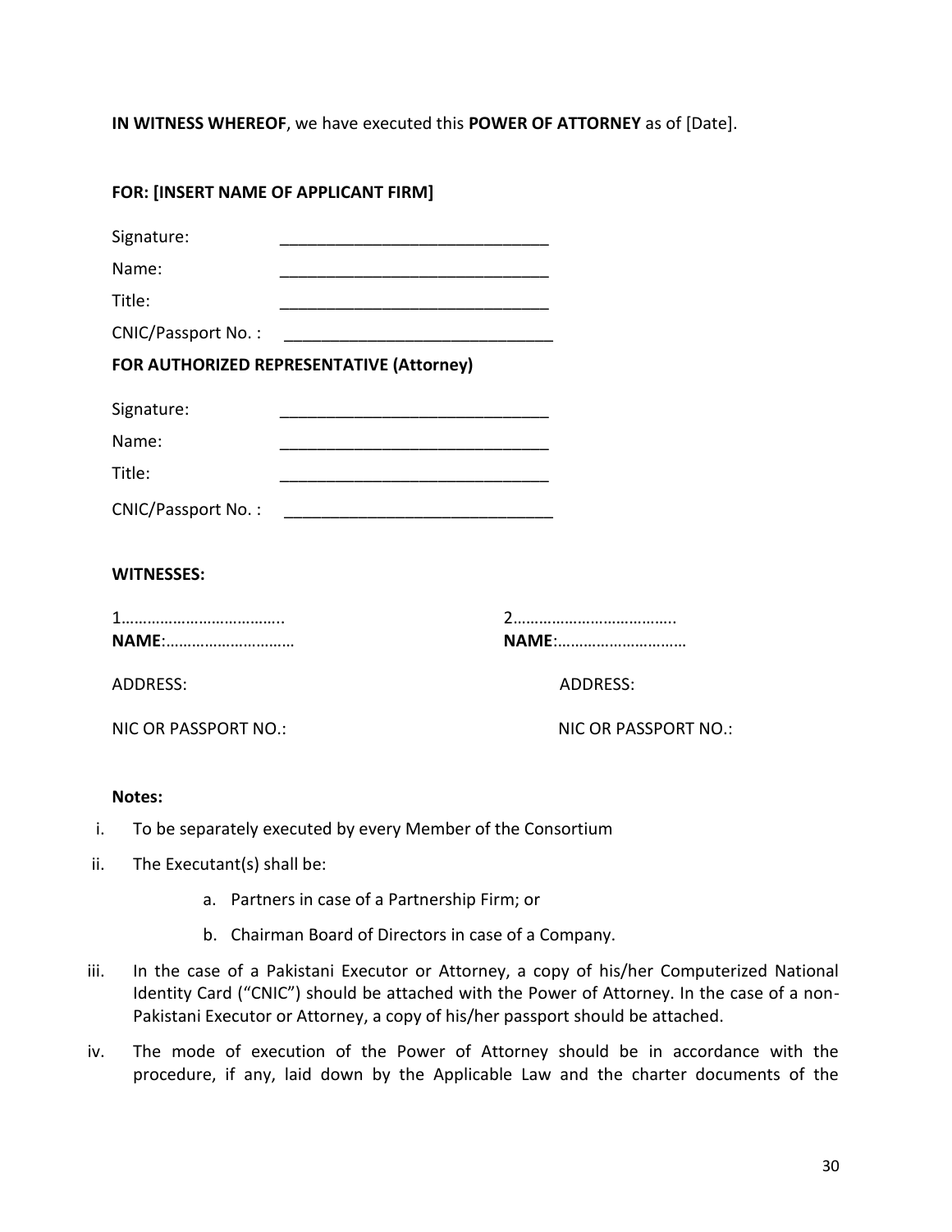**IN WITNESS WHEREOF**, we have executed this **POWER OF ATTORNEY** as of [Date].

**FOR: [INSERT NAME OF APPLICANT FIRM]**

Signature: ______________________________

Name: ______________________________

Title: ______________________________

CNIC/Passport No. : ______________________________

**FOR AUTHORIZED REPRESENTATIVE (Attorney)**

Signature: ______________________________

Name: ______________________________

Title: ______________________________

CNIC/Passport No. : ______________________________

**WITNESSES:**

1.………………………………..
**NAME**:…………………………

ADDRESS:

NIC OR PASSPORT NO.:

2.………………………………..
**NAME**:…………………………

ADDRESS:

NIC OR PASSPORT NO.:

**Notes:**

i. To be separately executed by every Member of the Consortium

ii. The Executant(s) shall be:

   a. Partners in case of a Partnership Firm; or

   b. Chairman Board of Directors in case of a Company.

iii. In the case of a Pakistani Executor or Attorney, a copy of his/her Computerized National Identity Card ("CNIC") should be attached with the Power of Attorney. In the case of a non-Pakistani Executor or Attorney, a copy of his/her passport should be attached.

iv. The mode of execution of the Power of Attorney should be in accordance with the procedure, if any, laid down by the Applicable Law and the charter documents of the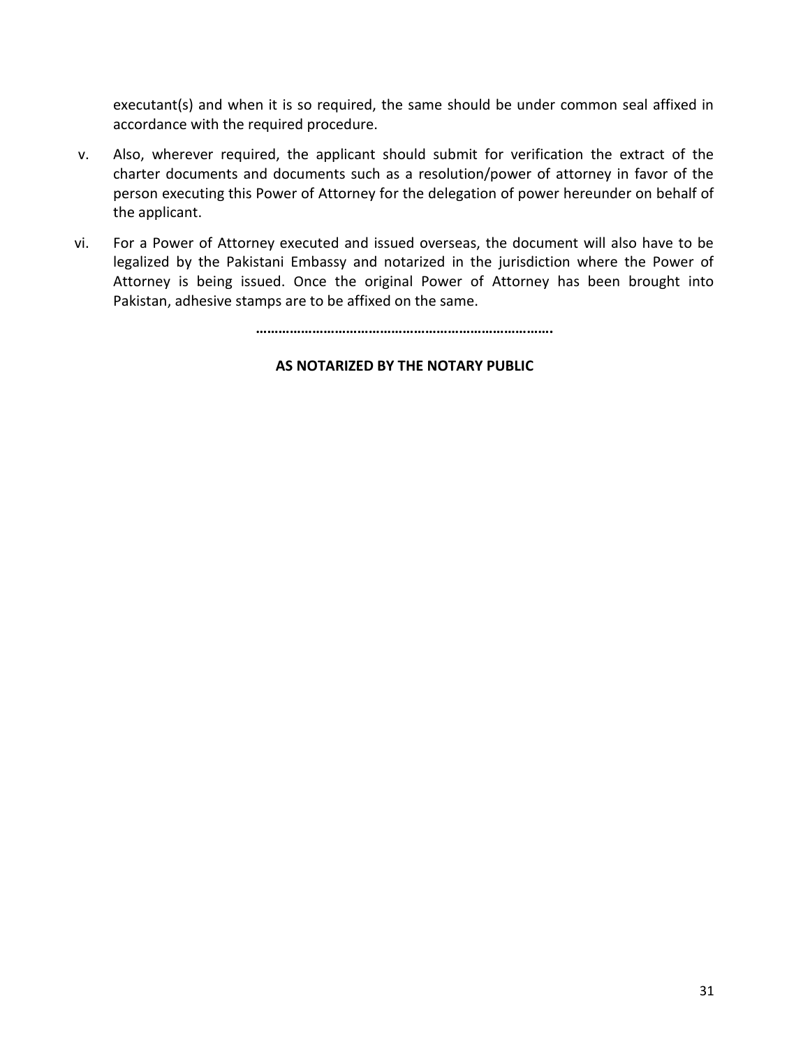executant(s) and when it is so required, the same should be under common seal affixed in accordance with the required procedure.

v. Also, wherever required, the applicant should submit for verification the extract of the charter documents and documents such as a resolution/power of attorney in favor of the person executing this Power of Attorney for the delegation of power hereunder on behalf of the applicant.

vi. For a Power of Attorney executed and issued overseas, the document will also have to be legalized by the Pakistani Embassy and notarized in the jurisdiction where the Power of Attorney is being issued. Once the original Power of Attorney has been brought into Pakistan, adhesive stamps are to be affixed on the same.

…………………………………………………………………….

**AS NOTARIZED BY THE NOTARY PUBLIC**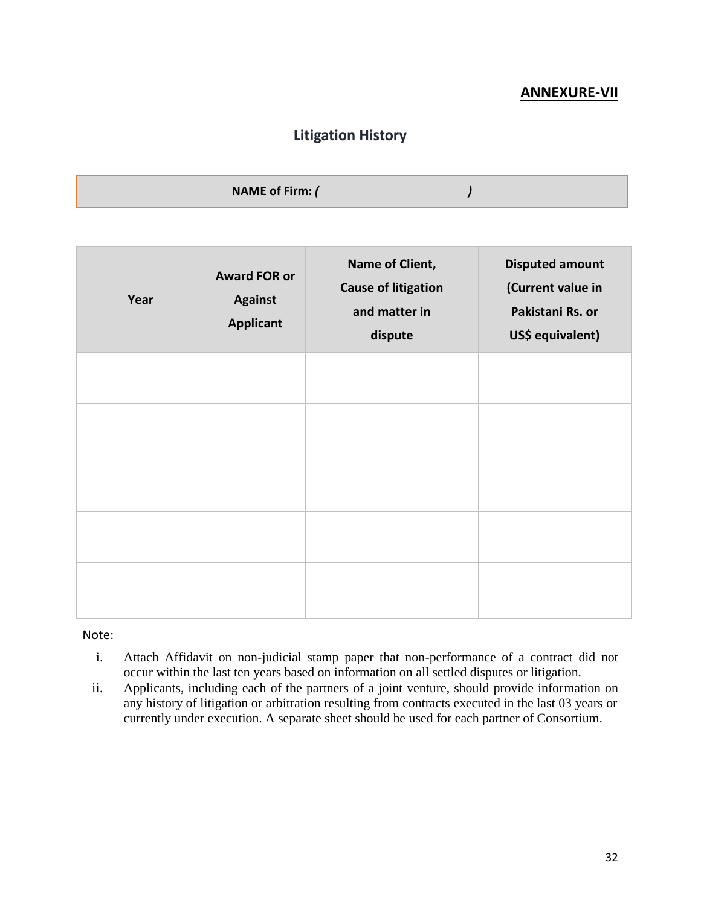**ANNEXURE-VII**

## Litigation History

**NAME of Firm:** ***(                                        )***

| Year | Award FOR or Against Applicant | Name of Client, Cause of litigation and matter in dispute | Disputed amount (Current value in Pakistani Rs. or US$ equivalent) |
|---|---|---|---|
| | | | |
| | | | |
| | | | |
| | | | |
| | | | |

Note:

i. Attach Affidavit on non-judicial stamp paper that non-performance of a contract did not occur within the last ten years based on information on all settled disputes or litigation.

ii. Applicants, including each of the partners of a joint venture, should provide information on any history of litigation or arbitration resulting from contracts executed in the last 03 years or currently under execution. A separate sheet should be used for each partner of Consortium.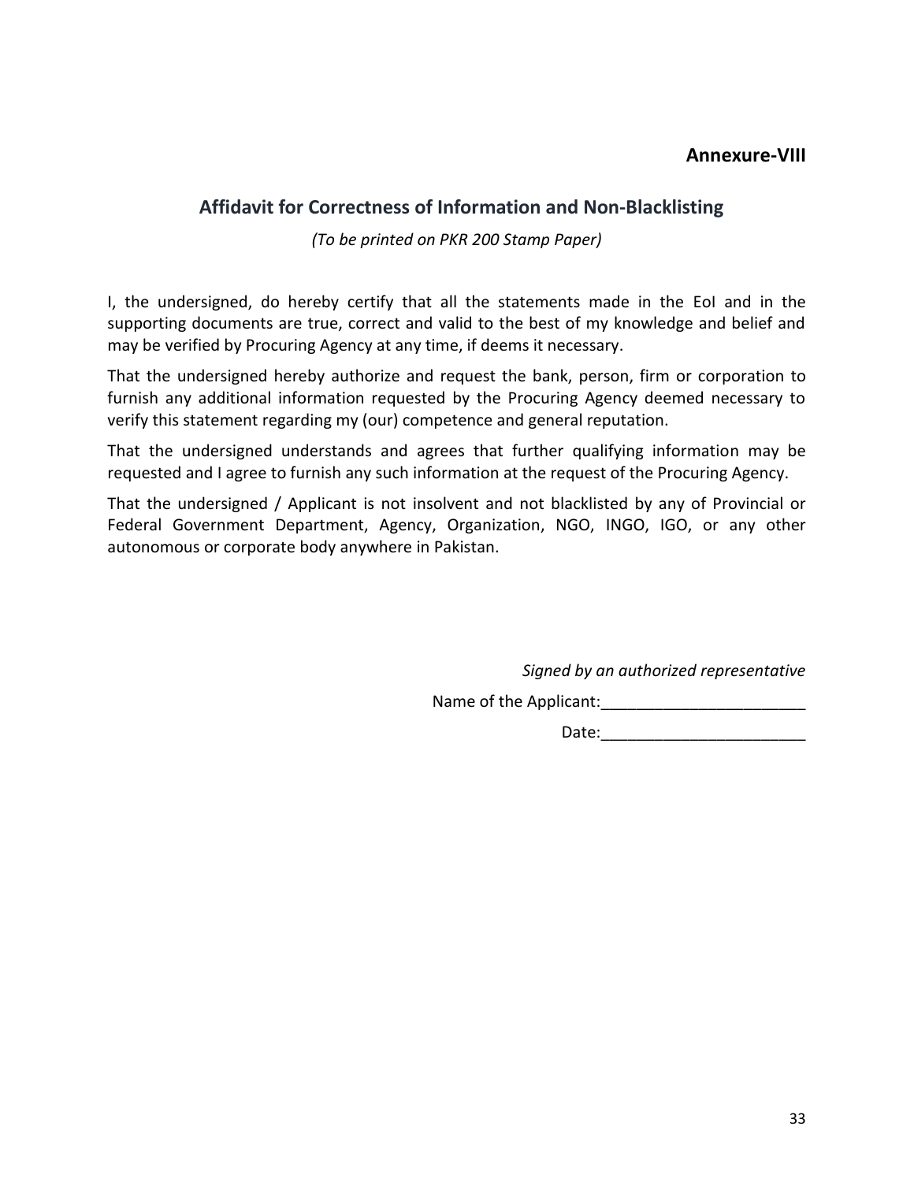**Annexure-VIII**

## Affidavit for Correctness of Information and Non-Blacklisting

*(To be printed on PKR 200 Stamp Paper)*

I, the undersigned, do hereby certify that all the statements made in the EoI and in the supporting documents are true, correct and valid to the best of my knowledge and belief and may be verified by Procuring Agency at any time, if deems it necessary.

That the undersigned hereby authorize and request the bank, person, firm or corporation to furnish any additional information requested by the Procuring Agency deemed necessary to verify this statement regarding my (our) competence and general reputation.

That the undersigned understands and agrees that further qualifying information may be requested and I agree to furnish any such information at the request of the Procuring Agency.

That the undersigned / Applicant is not insolvent and not blacklisted by any of Provincial or Federal Government Department, Agency, Organization, NGO, INGO, IGO, or any other autonomous or corporate body anywhere in Pakistan.

*Signed by an authorized representative*

Name of the Applicant:_______________________

Date:_______________________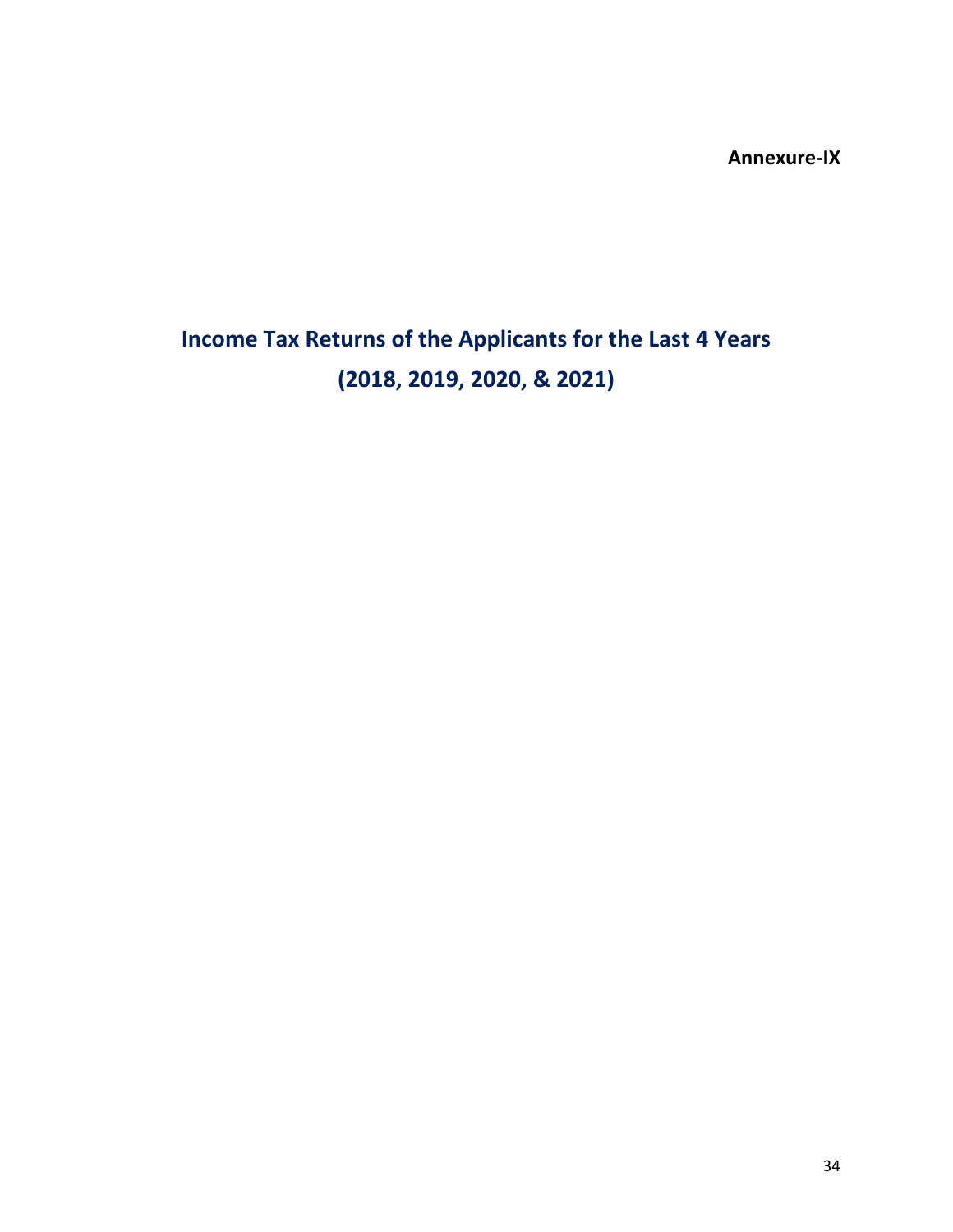**Annexure-IX**

# Income Tax Returns of the Applicants for the Last 4 Years (2018, 2019, 2020, & 2021)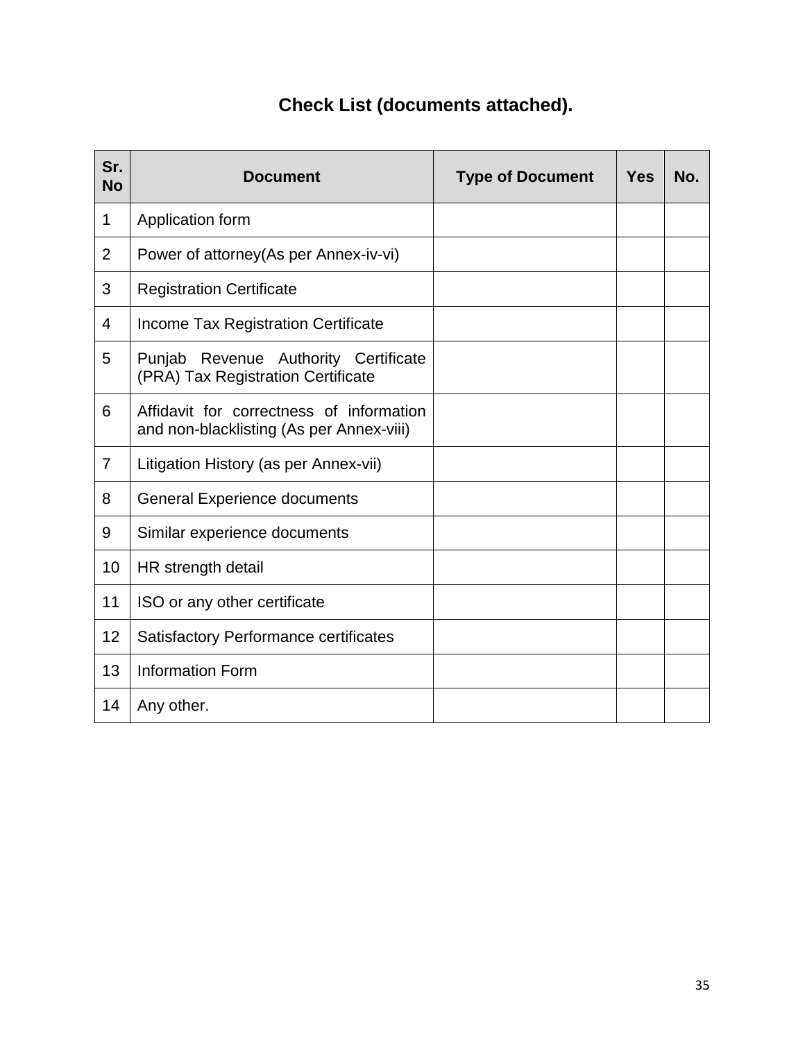# Check List (documents attached).

| Sr. No | Document | Type of Document | Yes | No. |
|---|---|---|---|---|
| 1 | Application form | | | |
| 2 | Power of attorney(As per Annex-iv-vi) | | | |
| 3 | Registration Certificate | | | |
| 4 | Income Tax Registration Certificate | | | |
| 5 | Punjab Revenue Authority Certificate (PRA) Tax Registration Certificate | | | |
| 6 | Affidavit for correctness of information and non-blacklisting (As per Annex-viii) | | | |
| 7 | Litigation History (as per Annex-vii) | | | |
| 8 | General Experience documents | | | |
| 9 | Similar experience documents | | | |
| 10 | HR strength detail | | | |
| 11 | ISO or any other certificate | | | |
| 12 | Satisfactory Performance certificates | | | |
| 13 | Information Form | | | |
| 14 | Any other. | | | |